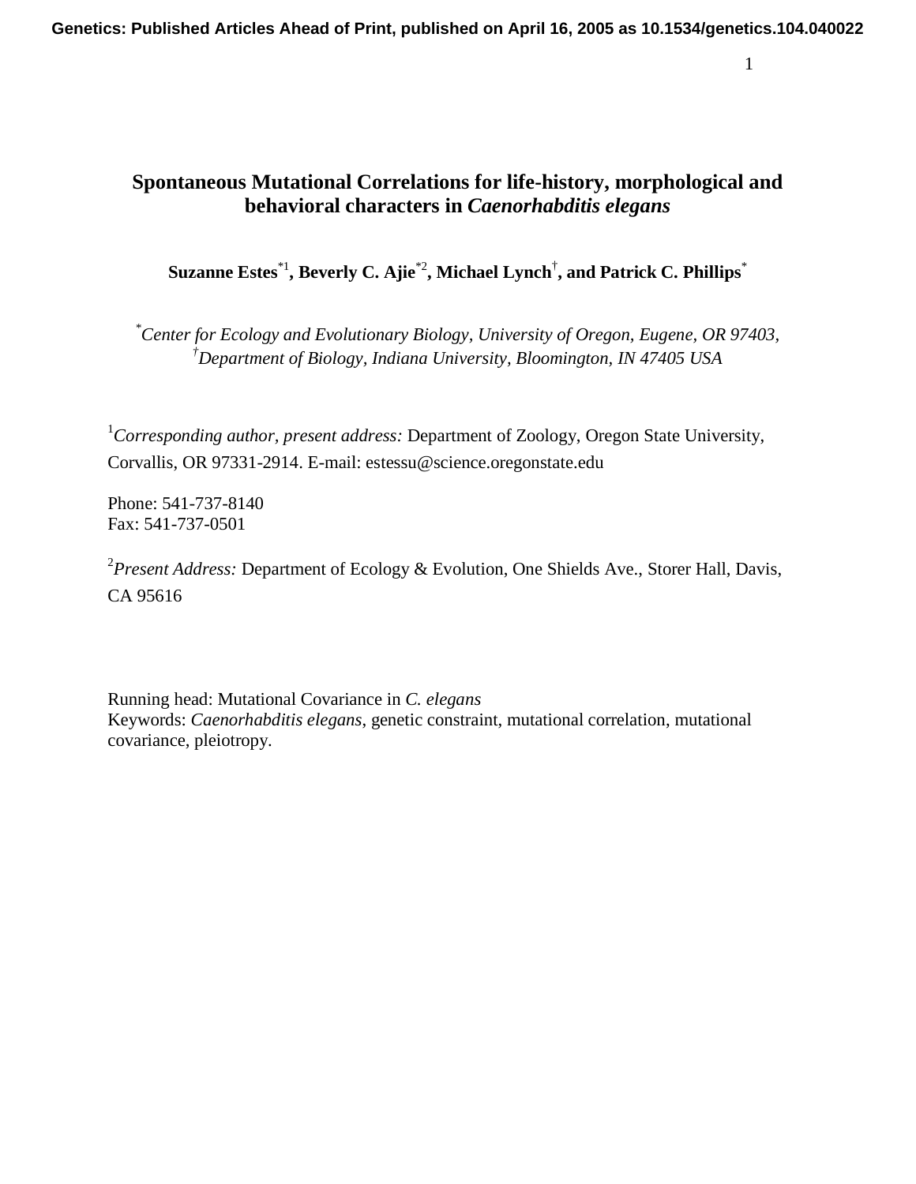# Spontaneous Mutational Correlations for life-history, morphological and behavioral characters in *Caenorhabditis elegans*

**Suzanne Estes[*1], Beverly C. Ajie[*2], Michael Lynch[†], and Patrick C. Phillips[*]**

[*]*Center for Ecology and Evolutionary Biology, University of Oregon, Eugene, OR 97403,* [†]*Department of Biology, Indiana University, Bloomington, IN 47405 USA*

[1]*Corresponding author, present address:* Department of Zoology, Oregon State University, Corvallis, OR 97331-2914. E-mail: estessu@science.oregonstate.edu

Phone: 541-737-8140
Fax: 541-737-0501

[2]*Present Address:* Department of Ecology & Evolution, One Shields Ave., Storer Hall, Davis, CA 95616

Running head: Mutational Covariance in *C. elegans*
Keywords: *Caenorhabditis elegans*, genetic constraint, mutational correlation, mutational covariance, pleiotropy.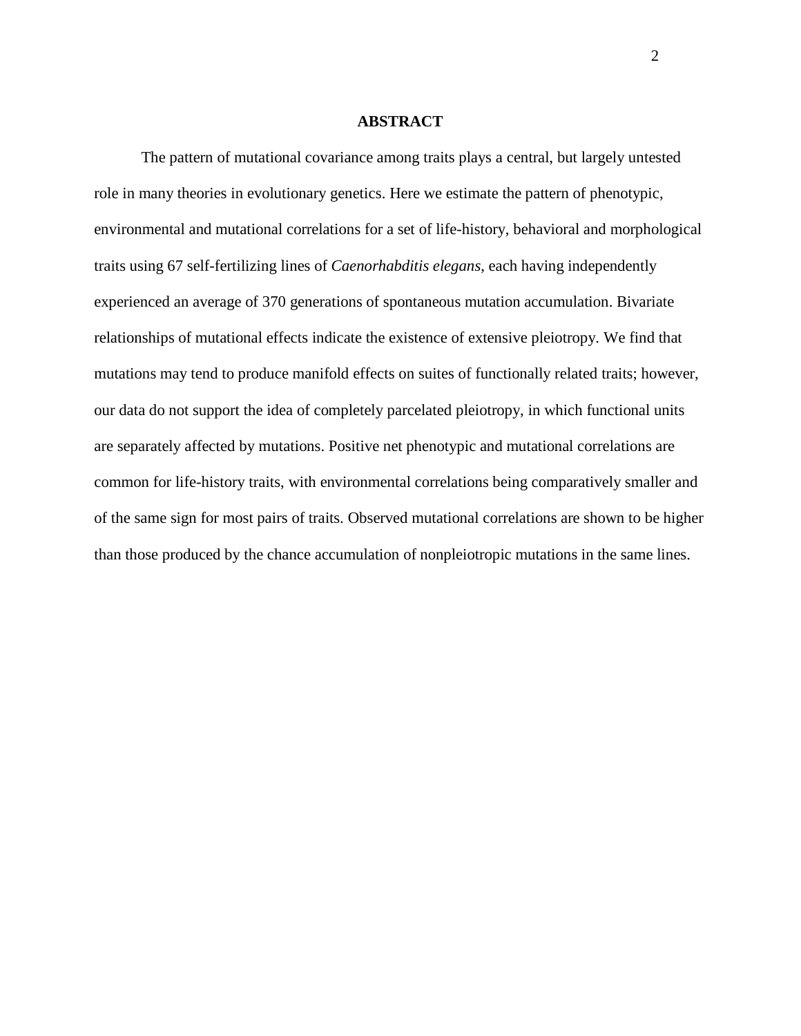## ABSTRACT

The pattern of mutational covariance among traits plays a central, but largely untested role in many theories in evolutionary genetics. Here we estimate the pattern of phenotypic, environmental and mutational correlations for a set of life-history, behavioral and morphological traits using 67 self-fertilizing lines of *Caenorhabditis elegans*, each having independently experienced an average of 370 generations of spontaneous mutation accumulation. Bivariate relationships of mutational effects indicate the existence of extensive pleiotropy. We find that mutations may tend to produce manifold effects on suites of functionally related traits; however, our data do not support the idea of completely parcelated pleiotropy, in which functional units are separately affected by mutations. Positive net phenotypic and mutational correlations are common for life-history traits, with environmental correlations being comparatively smaller and of the same sign for most pairs of traits. Observed mutational correlations are shown to be higher than those produced by the chance accumulation of nonpleiotropic mutations in the same lines.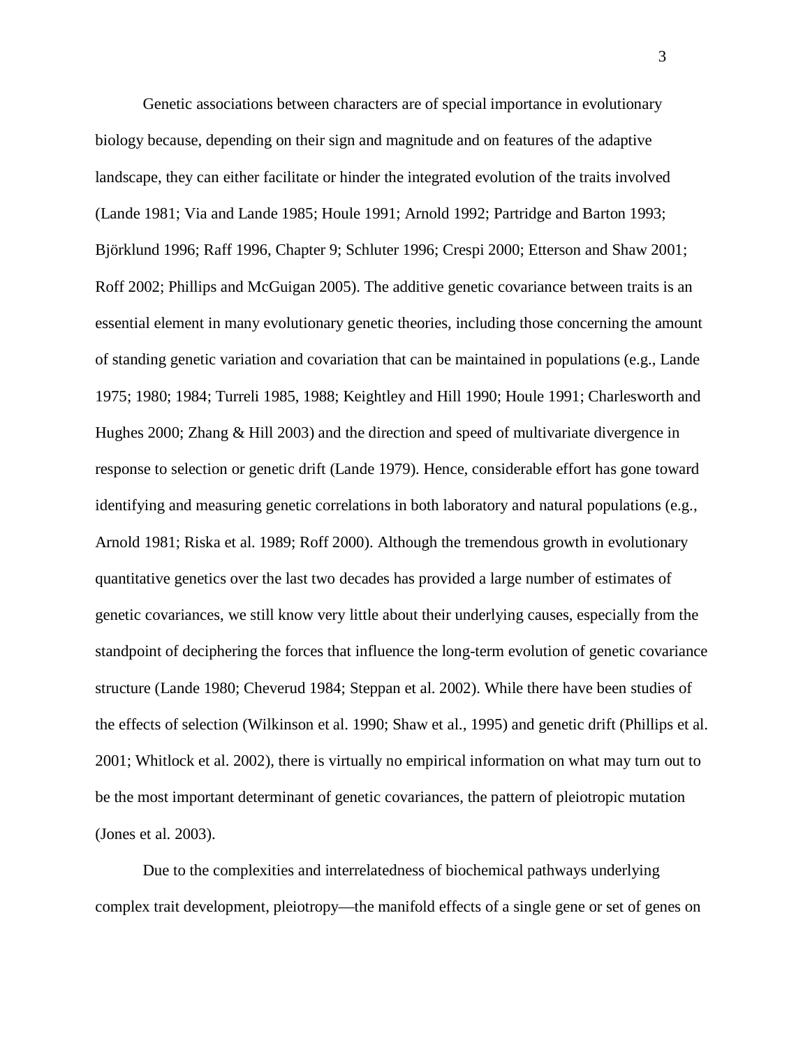Genetic associations between characters are of special importance in evolutionary biology because, depending on their sign and magnitude and on features of the adaptive landscape, they can either facilitate or hinder the integrated evolution of the traits involved (Lande 1981; Via and Lande 1985; Houle 1991; Arnold 1992; Partridge and Barton 1993; Björklund 1996; Raff 1996, Chapter 9; Schluter 1996; Crespi 2000; Etterson and Shaw 2001; Roff 2002; Phillips and McGuigan 2005). The additive genetic covariance between traits is an essential element in many evolutionary genetic theories, including those concerning the amount of standing genetic variation and covariation that can be maintained in populations (e.g., Lande 1975; 1980; 1984; Turreli 1985, 1988; Keightley and Hill 1990; Houle 1991; Charlesworth and Hughes 2000; Zhang & Hill 2003) and the direction and speed of multivariate divergence in response to selection or genetic drift (Lande 1979). Hence, considerable effort has gone toward identifying and measuring genetic correlations in both laboratory and natural populations (e.g., Arnold 1981; Riska et al. 1989; Roff 2000). Although the tremendous growth in evolutionary quantitative genetics over the last two decades has provided a large number of estimates of genetic covariances, we still know very little about their underlying causes, especially from the standpoint of deciphering the forces that influence the long-term evolution of genetic covariance structure (Lande 1980; Cheverud 1984; Steppan et al. 2002). While there have been studies of the effects of selection (Wilkinson et al. 1990; Shaw et al., 1995) and genetic drift (Phillips et al. 2001; Whitlock et al. 2002), there is virtually no empirical information on what may turn out to be the most important determinant of genetic covariances, the pattern of pleiotropic mutation (Jones et al. 2003).

Due to the complexities and interrelatedness of biochemical pathways underlying complex trait development, pleiotropy—the manifold effects of a single gene or set of genes on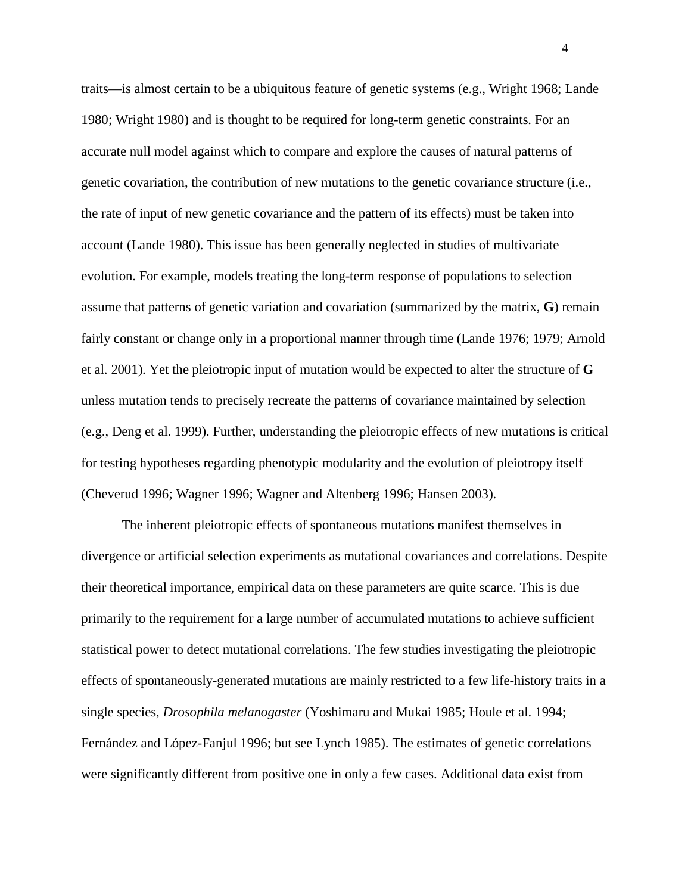traits—is almost certain to be a ubiquitous feature of genetic systems (e.g., Wright 1968; Lande 1980; Wright 1980) and is thought to be required for long-term genetic constraints. For an accurate null model against which to compare and explore the causes of natural patterns of genetic covariation, the contribution of new mutations to the genetic covariance structure (i.e., the rate of input of new genetic covariance and the pattern of its effects) must be taken into account (Lande 1980). This issue has been generally neglected in studies of multivariate evolution. For example, models treating the long-term response of populations to selection assume that patterns of genetic variation and covariation (summarized by the matrix, **G**) remain fairly constant or change only in a proportional manner through time (Lande 1976; 1979; Arnold et al. 2001). Yet the pleiotropic input of mutation would be expected to alter the structure of **G** unless mutation tends to precisely recreate the patterns of covariance maintained by selection (e.g., Deng et al. 1999). Further, understanding the pleiotropic effects of new mutations is critical for testing hypotheses regarding phenotypic modularity and the evolution of pleiotropy itself (Cheverud 1996; Wagner 1996; Wagner and Altenberg 1996; Hansen 2003).

The inherent pleiotropic effects of spontaneous mutations manifest themselves in divergence or artificial selection experiments as mutational covariances and correlations. Despite their theoretical importance, empirical data on these parameters are quite scarce. This is due primarily to the requirement for a large number of accumulated mutations to achieve sufficient statistical power to detect mutational correlations. The few studies investigating the pleiotropic effects of spontaneously-generated mutations are mainly restricted to a few life-history traits in a single species, *Drosophila melanogaster* (Yoshimaru and Mukai 1985; Houle et al. 1994; Fernández and López-Fanjul 1996; but see Lynch 1985). The estimates of genetic correlations were significantly different from positive one in only a few cases. Additional data exist from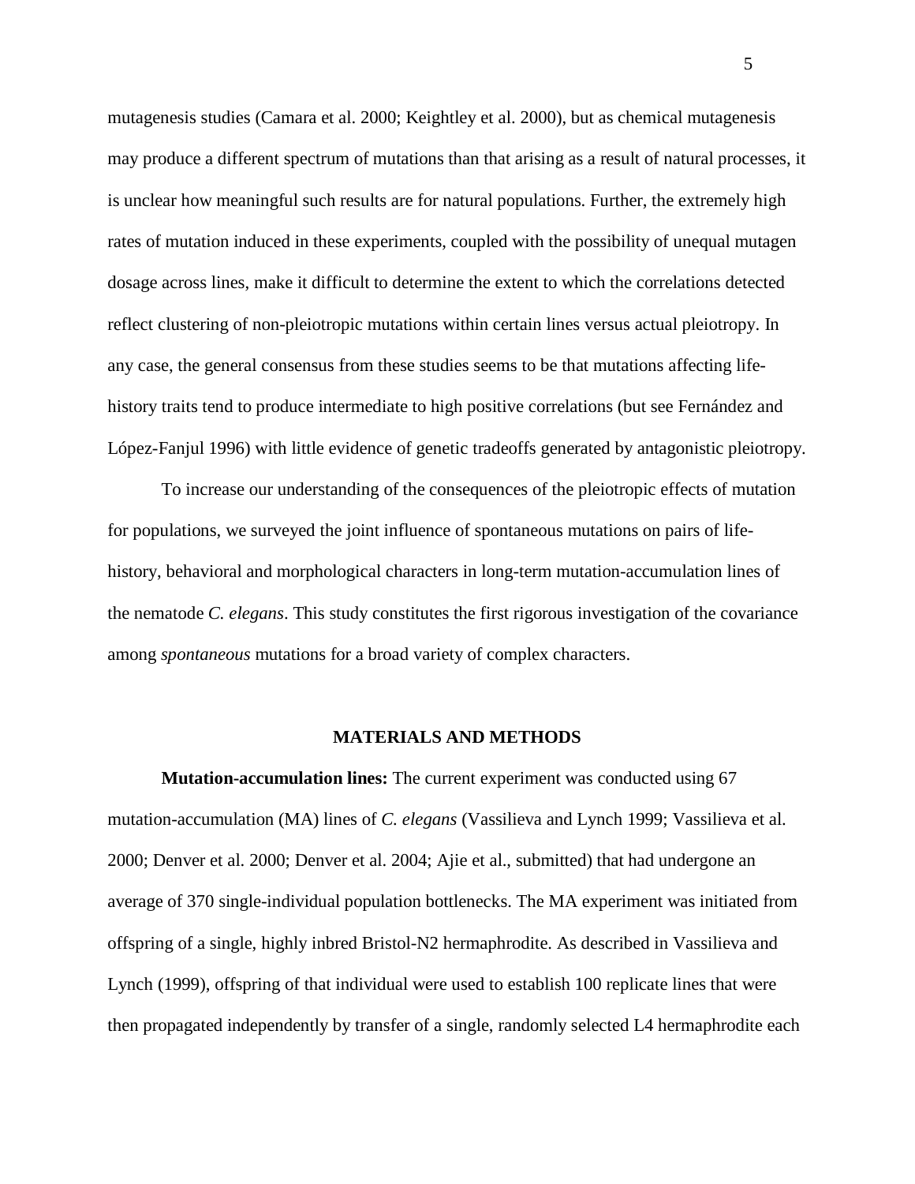mutagenesis studies (Camara et al. 2000; Keightley et al. 2000), but as chemical mutagenesis may produce a different spectrum of mutations than that arising as a result of natural processes, it is unclear how meaningful such results are for natural populations. Further, the extremely high rates of mutation induced in these experiments, coupled with the possibility of unequal mutagen dosage across lines, make it difficult to determine the extent to which the correlations detected reflect clustering of non-pleiotropic mutations within certain lines versus actual pleiotropy. In any case, the general consensus from these studies seems to be that mutations affecting life-history traits tend to produce intermediate to high positive correlations (but see Fernández and López-Fanjul 1996) with little evidence of genetic tradeoffs generated by antagonistic pleiotropy.

To increase our understanding of the consequences of the pleiotropic effects of mutation for populations, we surveyed the joint influence of spontaneous mutations on pairs of life-history, behavioral and morphological characters in long-term mutation-accumulation lines of the nematode *C. elegans*. This study constitutes the first rigorous investigation of the covariance among *spontaneous* mutations for a broad variety of complex characters.

## MATERIALS AND METHODS

**Mutation-accumulation lines:** The current experiment was conducted using 67 mutation-accumulation (MA) lines of *C. elegans* (Vassilieva and Lynch 1999; Vassilieva et al. 2000; Denver et al. 2000; Denver et al. 2004; Ajie et al., submitted) that had undergone an average of 370 single-individual population bottlenecks. The MA experiment was initiated from offspring of a single, highly inbred Bristol-N2 hermaphrodite. As described in Vassilieva and Lynch (1999), offspring of that individual were used to establish 100 replicate lines that were then propagated independently by transfer of a single, randomly selected L4 hermaphrodite each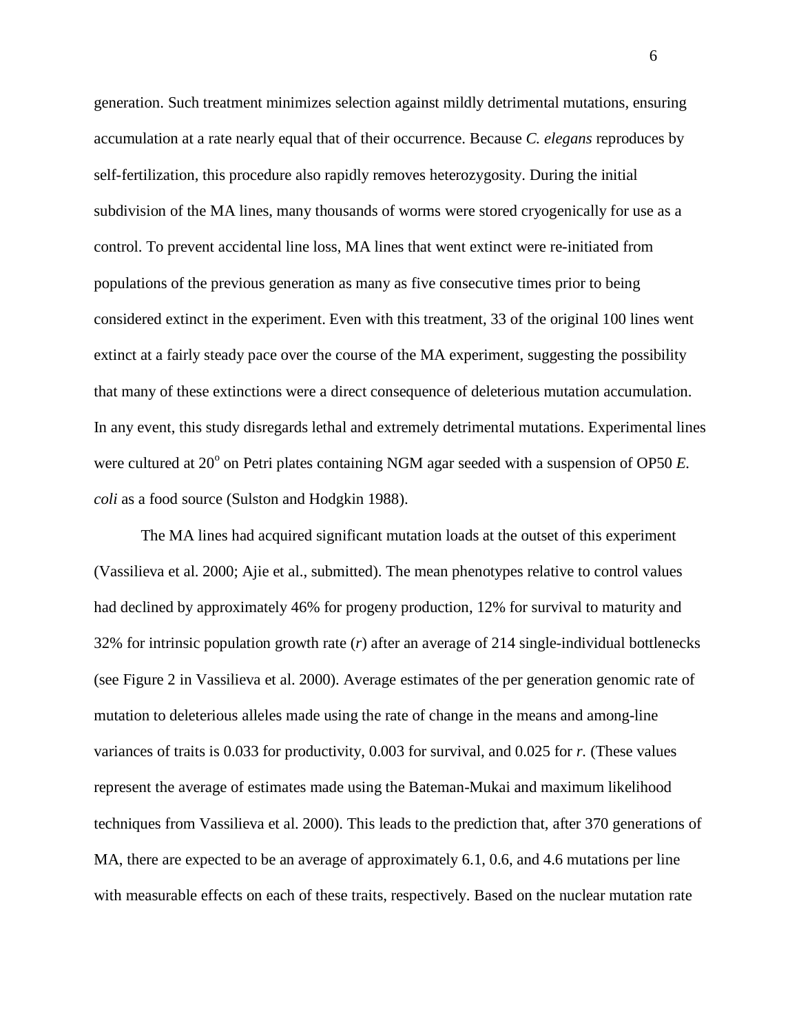generation. Such treatment minimizes selection against mildly detrimental mutations, ensuring accumulation at a rate nearly equal that of their occurrence. Because *C. elegans* reproduces by self-fertilization, this procedure also rapidly removes heterozygosity. During the initial subdivision of the MA lines, many thousands of worms were stored cryogenically for use as a control. To prevent accidental line loss, MA lines that went extinct were re-initiated from populations of the previous generation as many as five consecutive times prior to being considered extinct in the experiment. Even with this treatment, 33 of the original 100 lines went extinct at a fairly steady pace over the course of the MA experiment, suggesting the possibility that many of these extinctions were a direct consequence of deleterious mutation accumulation. In any event, this study disregards lethal and extremely detrimental mutations. Experimental lines were cultured at $20^{o}$ on Petri plates containing NGM agar seeded with a suspension of OP50 *E. coli* as a food source (Sulston and Hodgkin 1988).

The MA lines had acquired significant mutation loads at the outset of this experiment (Vassilieva et al. 2000; Ajie et al., submitted). The mean phenotypes relative to control values had declined by approximately 46% for progeny production, 12% for survival to maturity and 32% for intrinsic population growth rate ($r$) after an average of 214 single-individual bottlenecks (see Figure 2 in Vassilieva et al. 2000). Average estimates of the per generation genomic rate of mutation to deleterious alleles made using the rate of change in the means and among-line variances of traits is 0.033 for productivity, 0.003 for survival, and 0.025 for $r$. (These values represent the average of estimates made using the Bateman-Mukai and maximum likelihood techniques from Vassilieva et al. 2000). This leads to the prediction that, after 370 generations of MA, there are expected to be an average of approximately 6.1, 0.6, and 4.6 mutations per line with measurable effects on each of these traits, respectively. Based on the nuclear mutation rate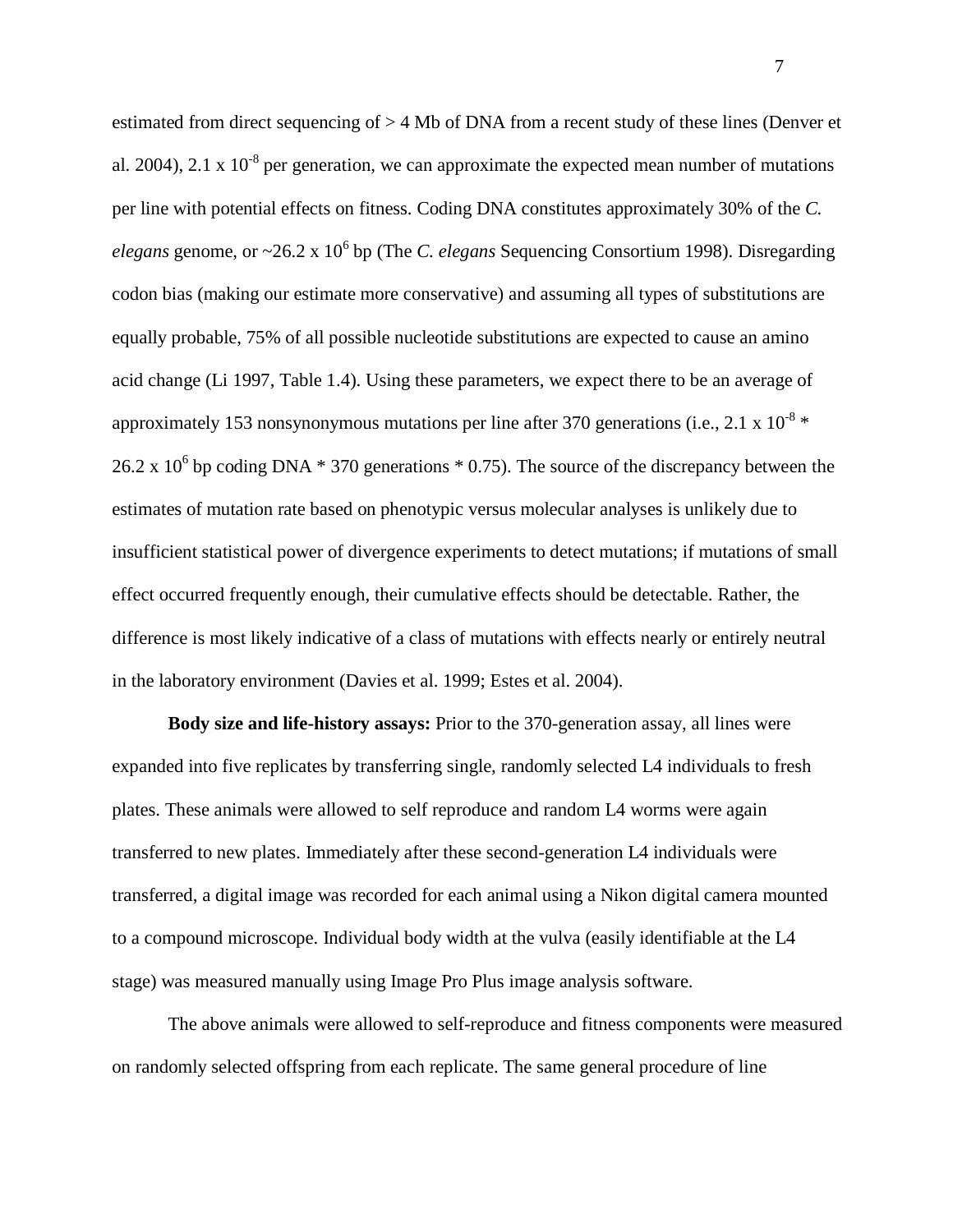estimated from direct sequencing of > 4 Mb of DNA from a recent study of these lines (Denver et al. 2004), $2.1 \times 10^{-8}$ per generation, we can approximate the expected mean number of mutations per line with potential effects on fitness. Coding DNA constitutes approximately 30% of the *C. elegans* genome, or ~$26.2 \times 10^{6}$ bp (The *C. elegans* Sequencing Consortium 1998). Disregarding codon bias (making our estimate more conservative) and assuming all types of substitutions are equally probable, 75% of all possible nucleotide substitutions are expected to cause an amino acid change (Li 1997, Table 1.4). Using these parameters, we expect there to be an average of approximately 153 nonsynonymous mutations per line after 370 generations (i.e., $2.1 \times 10^{-8}$ * $26.2 \times 10^{6}$ bp coding DNA * 370 generations * 0.75). The source of the discrepancy between the estimates of mutation rate based on phenotypic versus molecular analyses is unlikely due to insufficient statistical power of divergence experiments to detect mutations; if mutations of small effect occurred frequently enough, their cumulative effects should be detectable. Rather, the difference is most likely indicative of a class of mutations with effects nearly or entirely neutral in the laboratory environment (Davies et al. 1999; Estes et al. 2004).

**Body size and life-history assays:** Prior to the 370-generation assay, all lines were expanded into five replicates by transferring single, randomly selected L4 individuals to fresh plates. These animals were allowed to self reproduce and random L4 worms were again transferred to new plates. Immediately after these second-generation L4 individuals were transferred, a digital image was recorded for each animal using a Nikon digital camera mounted to a compound microscope. Individual body width at the vulva (easily identifiable at the L4 stage) was measured manually using Image Pro Plus image analysis software.

The above animals were allowed to self-reproduce and fitness components were measured on randomly selected offspring from each replicate. The same general procedure of line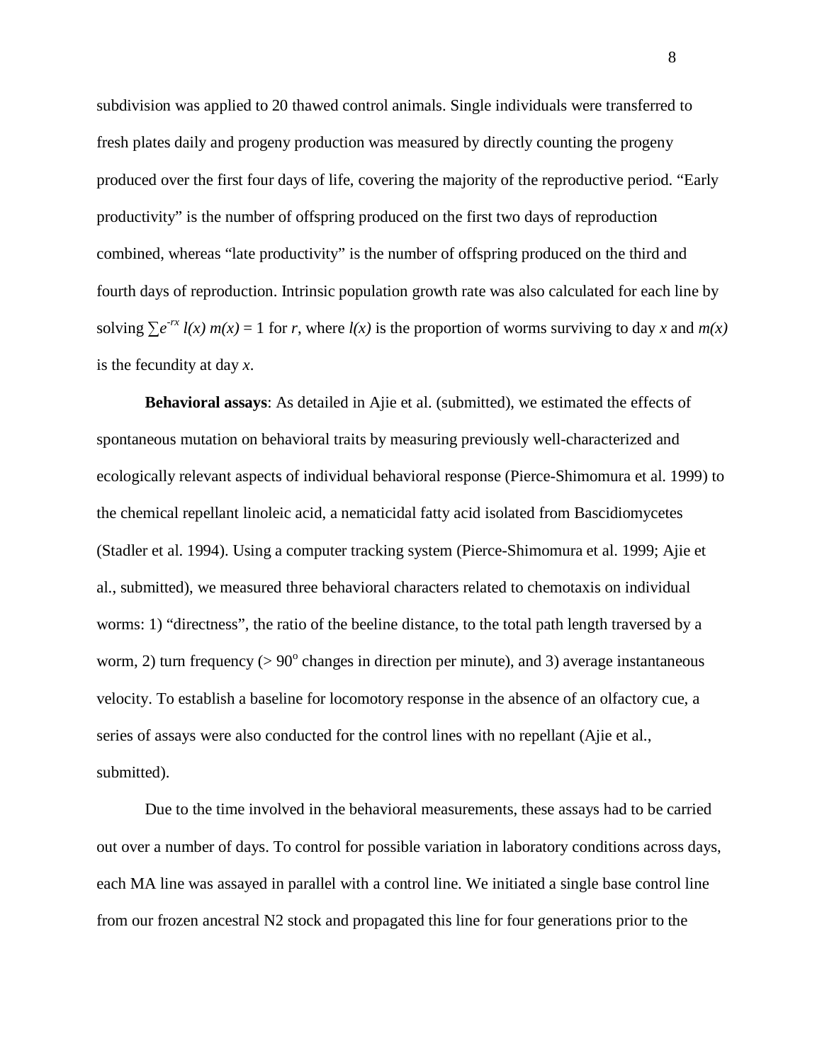subdivision was applied to 20 thawed control animals. Single individuals were transferred to fresh plates daily and progeny production was measured by directly counting the progeny produced over the first four days of life, covering the majority of the reproductive period. “Early productivity” is the number of offspring produced on the first two days of reproduction combined, whereas “late productivity” is the number of offspring produced on the third and fourth days of reproduction. Intrinsic population growth rate was also calculated for each line by solving $\sum e^{-rx}\, l(x)\, m(x) = 1$ for $r$, where $l(x)$ is the proportion of worms surviving to day $x$ and $m(x)$ is the fecundity at day $x$.

**Behavioral assays**: As detailed in Ajie et al. (submitted), we estimated the effects of spontaneous mutation on behavioral traits by measuring previously well-characterized and ecologically relevant aspects of individual behavioral response (Pierce-Shimomura et al. 1999) to the chemical repellant linoleic acid, a nematicidal fatty acid isolated from Bascidiomycetes (Stadler et al. 1994). Using a computer tracking system (Pierce-Shimomura et al. 1999; Ajie et al., submitted), we measured three behavioral characters related to chemotaxis on individual worms: 1) “directness”, the ratio of the beeline distance, to the total path length traversed by a worm, 2) turn frequency (> $90^{o}$ changes in direction per minute), and 3) average instantaneous velocity. To establish a baseline for locomotory response in the absence of an olfactory cue, a series of assays were also conducted for the control lines with no repellant (Ajie et al., submitted).

Due to the time involved in the behavioral measurements, these assays had to be carried out over a number of days. To control for possible variation in laboratory conditions across days, each MA line was assayed in parallel with a control line. We initiated a single base control line from our frozen ancestral N2 stock and propagated this line for four generations prior to the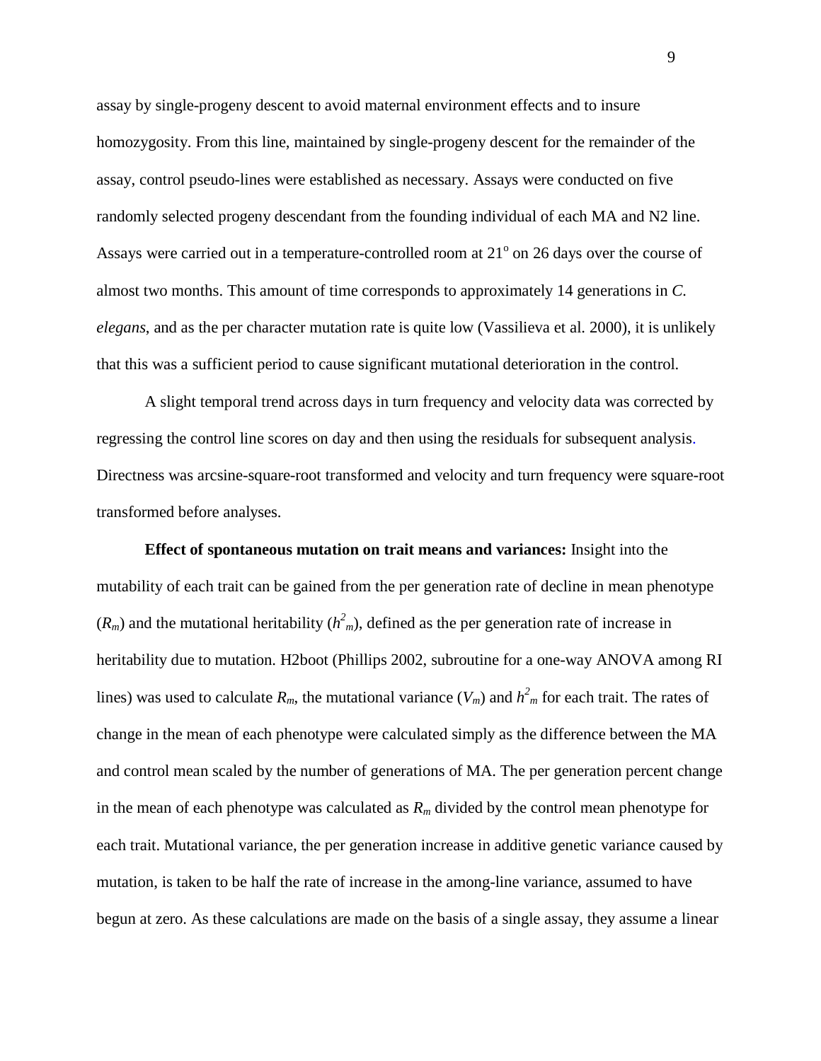assay by single-progeny descent to avoid maternal environment effects and to insure homozygosity. From this line, maintained by single-progeny descent for the remainder of the assay, control pseudo-lines were established as necessary. Assays were conducted on five randomly selected progeny descendant from the founding individual of each MA and N2 line. Assays were carried out in a temperature-controlled room at $21^{o}$ on 26 days over the course of almost two months. This amount of time corresponds to approximately 14 generations in *C. elegans*, and as the per character mutation rate is quite low (Vassilieva et al. 2000), it is unlikely that this was a sufficient period to cause significant mutational deterioration in the control.

A slight temporal trend across days in turn frequency and velocity data was corrected by regressing the control line scores on day and then using the residuals for subsequent analysis. Directness was arcsine-square-root transformed and velocity and turn frequency were square-root transformed before analyses.

**Effect of spontaneous mutation on trait means and variances:** Insight into the mutability of each trait can be gained from the per generation rate of decline in mean phenotype ($R_m$) and the mutational heritability ($h^2_m$), defined as the per generation rate of increase in heritability due to mutation. H2boot (Phillips 2002, subroutine for a one-way ANOVA among RI lines) was used to calculate $R_m$, the mutational variance ($V_m$) and $h^2_m$ for each trait. The rates of change in the mean of each phenotype were calculated simply as the difference between the MA and control mean scaled by the number of generations of MA. The per generation percent change in the mean of each phenotype was calculated as $R_m$ divided by the control mean phenotype for each trait. Mutational variance, the per generation increase in additive genetic variance caused by mutation, is taken to be half the rate of increase in the among-line variance, assumed to have begun at zero. As these calculations are made on the basis of a single assay, they assume a linear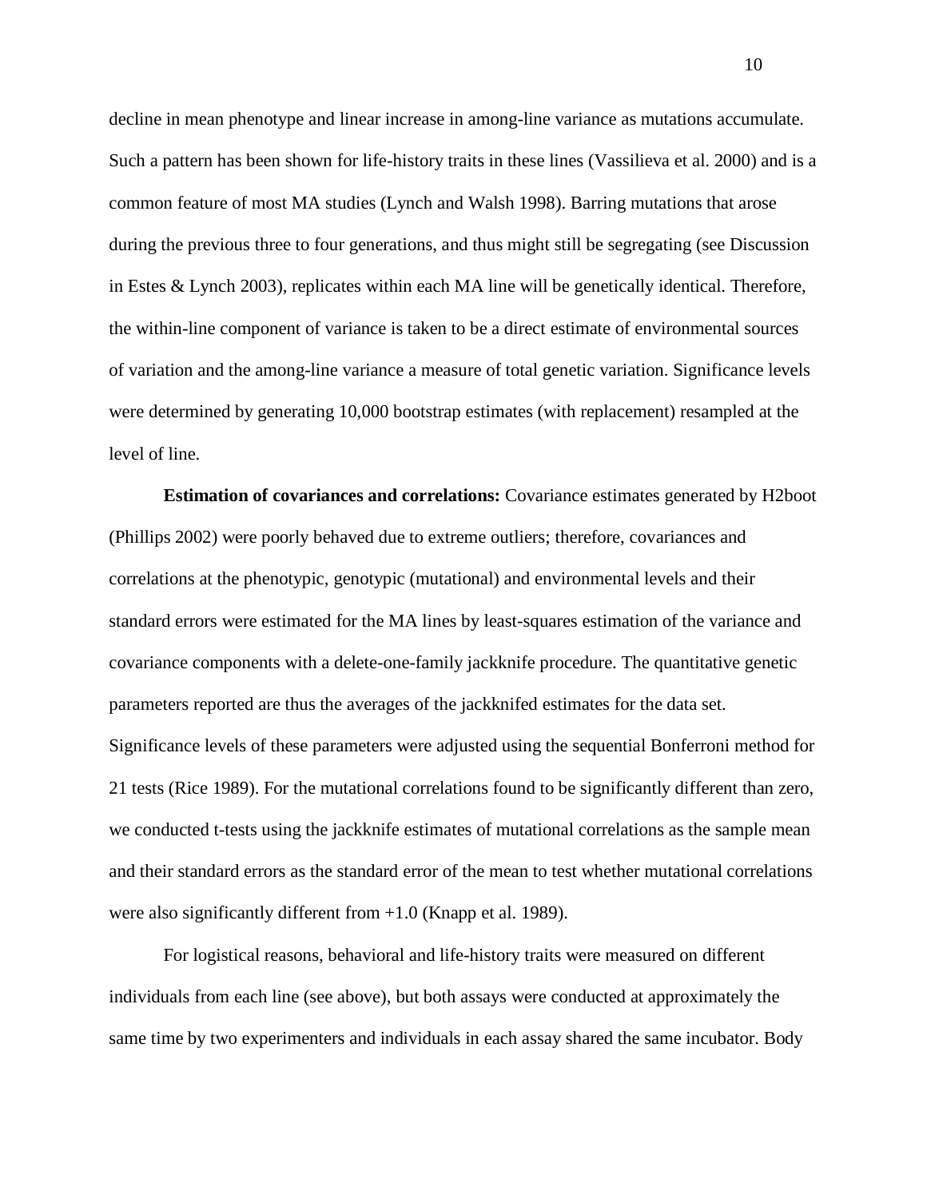decline in mean phenotype and linear increase in among-line variance as mutations accumulate. Such a pattern has been shown for life-history traits in these lines (Vassilieva et al. 2000) and is a common feature of most MA studies (Lynch and Walsh 1998). Barring mutations that arose during the previous three to four generations, and thus might still be segregating (see Discussion in Estes & Lynch 2003), replicates within each MA line will be genetically identical. Therefore, the within-line component of variance is taken to be a direct estimate of environmental sources of variation and the among-line variance a measure of total genetic variation. Significance levels were determined by generating 10,000 bootstrap estimates (with replacement) resampled at the level of line.

**Estimation of covariances and correlations:** Covariance estimates generated by H2boot (Phillips 2002) were poorly behaved due to extreme outliers; therefore, covariances and correlations at the phenotypic, genotypic (mutational) and environmental levels and their standard errors were estimated for the MA lines by least-squares estimation of the variance and covariance components with a delete-one-family jackknife procedure. The quantitative genetic parameters reported are thus the averages of the jackknifed estimates for the data set. Significance levels of these parameters were adjusted using the sequential Bonferroni method for 21 tests (Rice 1989). For the mutational correlations found to be significantly different than zero, we conducted t-tests using the jackknife estimates of mutational correlations as the sample mean and their standard errors as the standard error of the mean to test whether mutational correlations were also significantly different from +1.0 (Knapp et al. 1989).

For logistical reasons, behavioral and life-history traits were measured on different individuals from each line (see above), but both assays were conducted at approximately the same time by two experimenters and individuals in each assay shared the same incubator. Body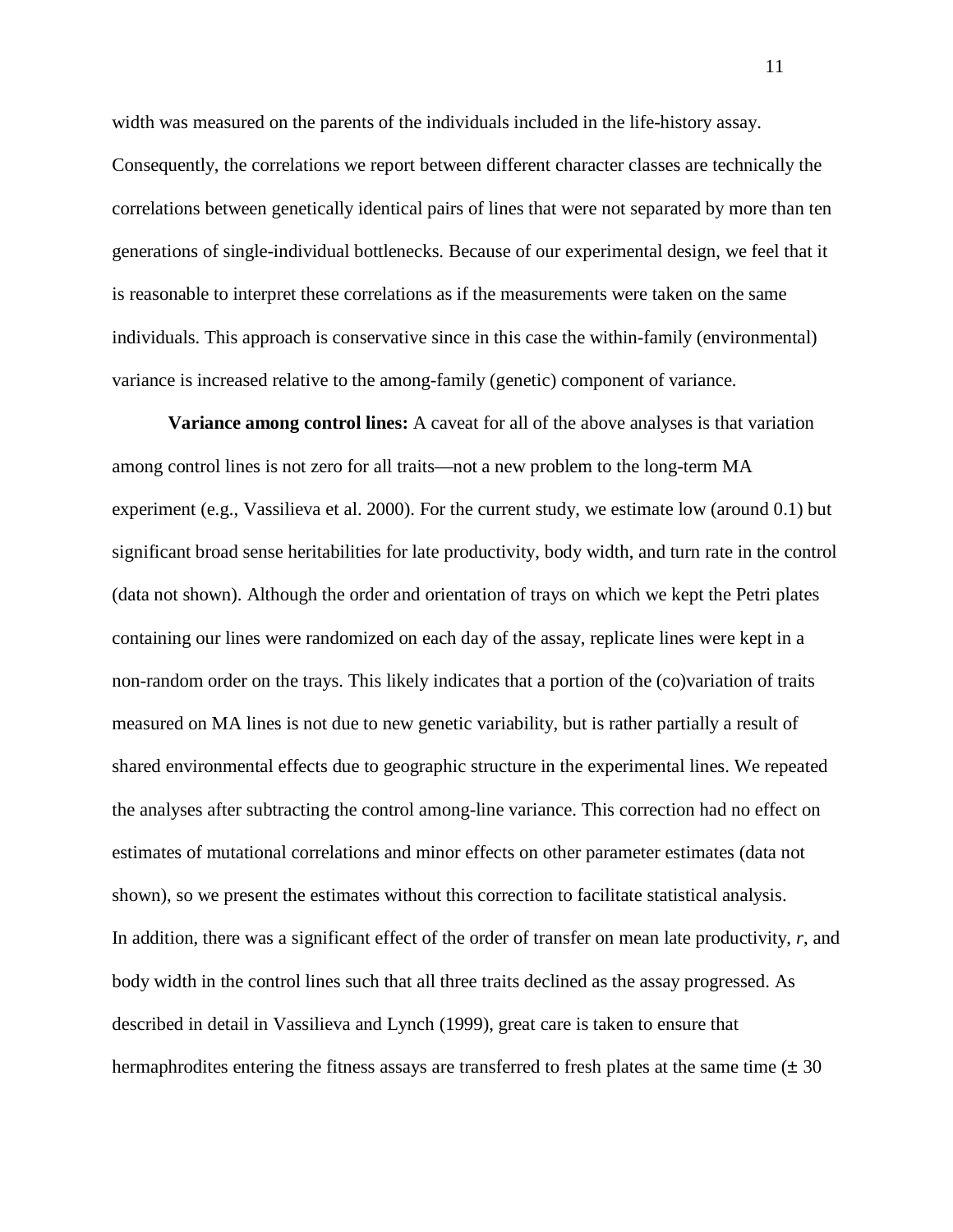width was measured on the parents of the individuals included in the life-history assay. Consequently, the correlations we report between different character classes are technically the correlations between genetically identical pairs of lines that were not separated by more than ten generations of single-individual bottlenecks. Because of our experimental design, we feel that it is reasonable to interpret these correlations as if the measurements were taken on the same individuals. This approach is conservative since in this case the within-family (environmental) variance is increased relative to the among-family (genetic) component of variance.

**Variance among control lines:** A caveat for all of the above analyses is that variation among control lines is not zero for all traits—not a new problem to the long-term MA experiment (e.g., Vassilieva et al. 2000). For the current study, we estimate low (around 0.1) but significant broad sense heritabilities for late productivity, body width, and turn rate in the control (data not shown). Although the order and orientation of trays on which we kept the Petri plates containing our lines were randomized on each day of the assay, replicate lines were kept in a non-random order on the trays. This likely indicates that a portion of the (co)variation of traits measured on MA lines is not due to new genetic variability, but is rather partially a result of shared environmental effects due to geographic structure in the experimental lines. We repeated the analyses after subtracting the control among-line variance. This correction had no effect on estimates of mutational correlations and minor effects on other parameter estimates (data not shown), so we present the estimates without this correction to facilitate statistical analysis.
In addition, there was a significant effect of the order of transfer on mean late productivity, *r*, and body width in the control lines such that all three traits declined as the assay progressed. As described in detail in Vassilieva and Lynch (1999), great care is taken to ensure that hermaphrodites entering the fitness assays are transferred to fresh plates at the same time (± 30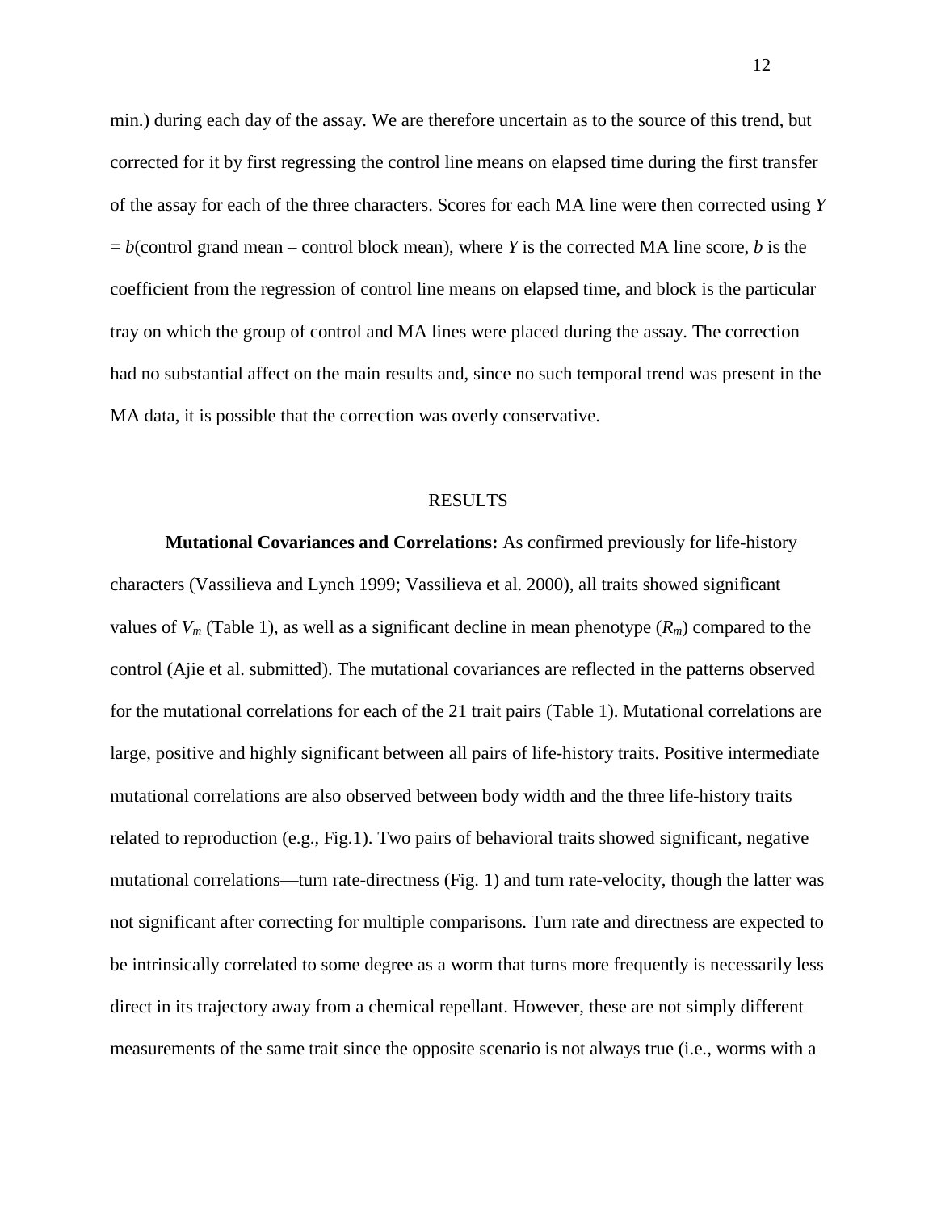min.) during each day of the assay. We are therefore uncertain as to the source of this trend, but corrected for it by first regressing the control line means on elapsed time during the first transfer of the assay for each of the three characters. Scores for each MA line were then corrected using $Y = b$(control grand mean – control block mean), where $Y$ is the corrected MA line score, $b$ is the coefficient from the regression of control line means on elapsed time, and block is the particular tray on which the group of control and MA lines were placed during the assay. The correction had no substantial affect on the main results and, since no such temporal trend was present in the MA data, it is possible that the correction was overly conservative.

## RESULTS

**Mutational Covariances and Correlations:** As confirmed previously for life-history characters (Vassilieva and Lynch 1999; Vassilieva et al. 2000), all traits showed significant values of $V_m$ (Table 1), as well as a significant decline in mean phenotype ($R_m$) compared to the control (Ajie et al. submitted). The mutational covariances are reflected in the patterns observed for the mutational correlations for each of the 21 trait pairs (Table 1). Mutational correlations are large, positive and highly significant between all pairs of life-history traits. Positive intermediate mutational correlations are also observed between body width and the three life-history traits related to reproduction (e.g., Fig.1). Two pairs of behavioral traits showed significant, negative mutational correlations—turn rate-directness (Fig. 1) and turn rate-velocity, though the latter was not significant after correcting for multiple comparisons. Turn rate and directness are expected to be intrinsically correlated to some degree as a worm that turns more frequently is necessarily less direct in its trajectory away from a chemical repellant. However, these are not simply different measurements of the same trait since the opposite scenario is not always true (i.e., worms with a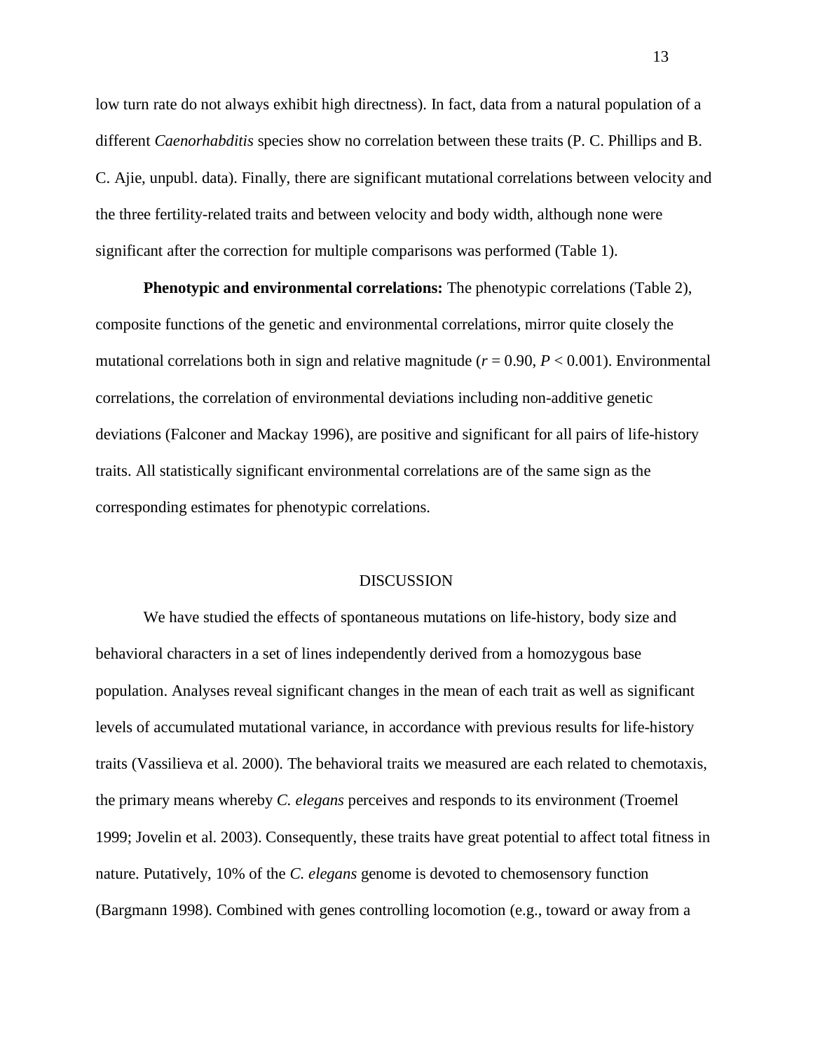low turn rate do not always exhibit high directness). In fact, data from a natural population of a different *Caenorhabditis* species show no correlation between these traits (P. C. Phillips and B. C. Ajie, unpubl. data). Finally, there are significant mutational correlations between velocity and the three fertility-related traits and between velocity and body width, although none were significant after the correction for multiple comparisons was performed (Table 1).

**Phenotypic and environmental correlations:** The phenotypic correlations (Table 2), composite functions of the genetic and environmental correlations, mirror quite closely the mutational correlations both in sign and relative magnitude ($r$ = 0.90, $P$ < 0.001). Environmental correlations, the correlation of environmental deviations including non-additive genetic deviations (Falconer and Mackay 1996), are positive and significant for all pairs of life-history traits. All statistically significant environmental correlations are of the same sign as the corresponding estimates for phenotypic correlations.

## DISCUSSION

We have studied the effects of spontaneous mutations on life-history, body size and behavioral characters in a set of lines independently derived from a homozygous base population. Analyses reveal significant changes in the mean of each trait as well as significant levels of accumulated mutational variance, in accordance with previous results for life-history traits (Vassilieva et al. 2000). The behavioral traits we measured are each related to chemotaxis, the primary means whereby *C. elegans* perceives and responds to its environment (Troemel 1999; Jovelin et al. 2003). Consequently, these traits have great potential to affect total fitness in nature. Putatively, 10% of the *C. elegans* genome is devoted to chemosensory function (Bargmann 1998). Combined with genes controlling locomotion (e.g., toward or away from a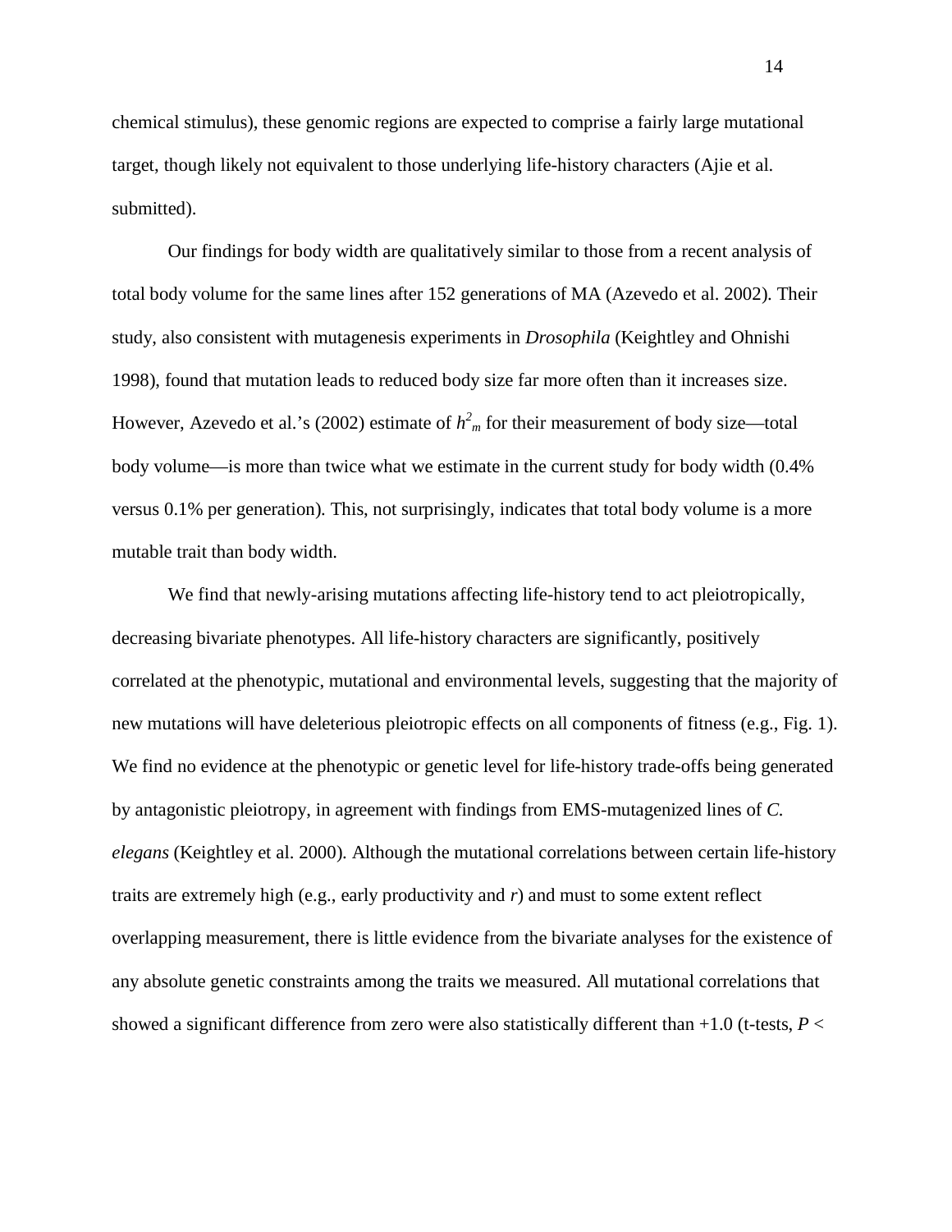chemical stimulus), these genomic regions are expected to comprise a fairly large mutational target, though likely not equivalent to those underlying life-history characters (Ajie et al. submitted).

Our findings for body width are qualitatively similar to those from a recent analysis of total body volume for the same lines after 152 generations of MA (Azevedo et al. 2002). Their study, also consistent with mutagenesis experiments in *Drosophila* (Keightley and Ohnishi 1998), found that mutation leads to reduced body size far more often than it increases size. However, Azevedo et al.'s (2002) estimate of $h^2_m$ for their measurement of body size—total body volume—is more than twice what we estimate in the current study for body width (0.4% versus 0.1% per generation). This, not surprisingly, indicates that total body volume is a more mutable trait than body width.

We find that newly-arising mutations affecting life-history tend to act pleiotropically, decreasing bivariate phenotypes. All life-history characters are significantly, positively correlated at the phenotypic, mutational and environmental levels, suggesting that the majority of new mutations will have deleterious pleiotropic effects on all components of fitness (e.g., Fig. 1). We find no evidence at the phenotypic or genetic level for life-history trade-offs being generated by antagonistic pleiotropy, in agreement with findings from EMS-mutagenized lines of *C. elegans* (Keightley et al. 2000). Although the mutational correlations between certain life-history traits are extremely high (e.g., early productivity and *r*) and must to some extent reflect overlapping measurement, there is little evidence from the bivariate analyses for the existence of any absolute genetic constraints among the traits we measured. All mutational correlations that showed a significant difference from zero were also statistically different than +1.0 (t-tests, $P <$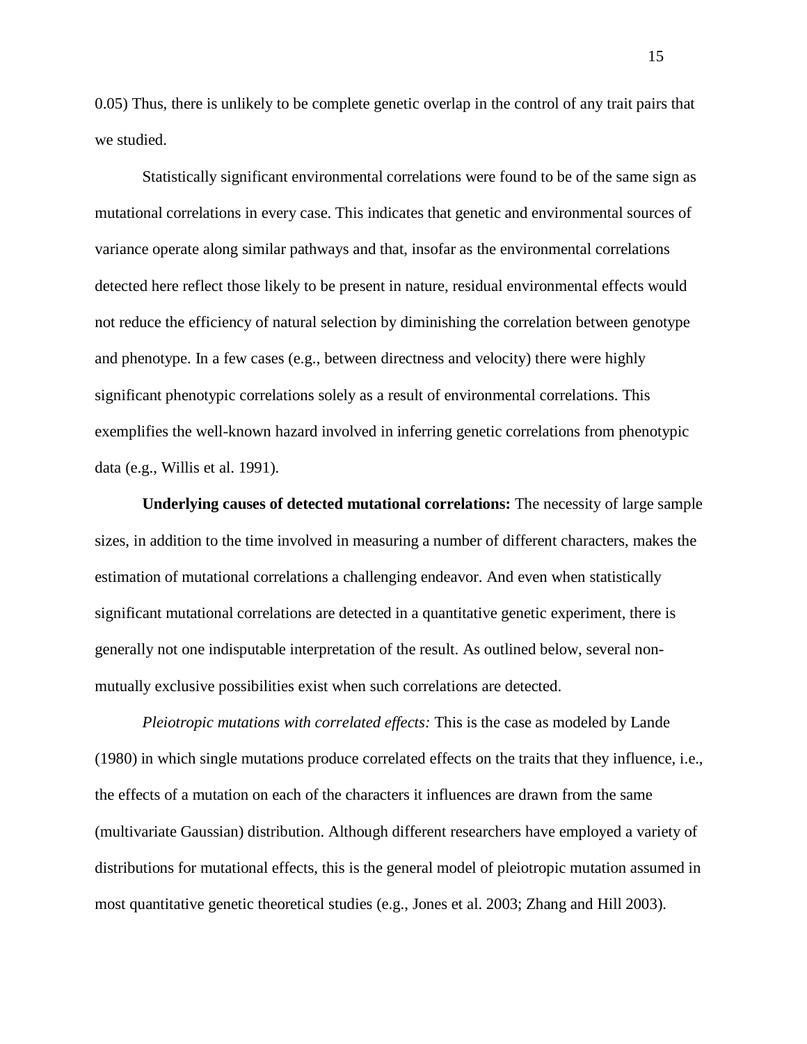0.05) Thus, there is unlikely to be complete genetic overlap in the control of any trait pairs that we studied.

Statistically significant environmental correlations were found to be of the same sign as mutational correlations in every case. This indicates that genetic and environmental sources of variance operate along similar pathways and that, insofar as the environmental correlations detected here reflect those likely to be present in nature, residual environmental effects would not reduce the efficiency of natural selection by diminishing the correlation between genotype and phenotype. In a few cases (e.g., between directness and velocity) there were highly significant phenotypic correlations solely as a result of environmental correlations. This exemplifies the well-known hazard involved in inferring genetic correlations from phenotypic data (e.g., Willis et al. 1991).

**Underlying causes of detected mutational correlations:** The necessity of large sample sizes, in addition to the time involved in measuring a number of different characters, makes the estimation of mutational correlations a challenging endeavor. And even when statistically significant mutational correlations are detected in a quantitative genetic experiment, there is generally not one indisputable interpretation of the result. As outlined below, several non-mutually exclusive possibilities exist when such correlations are detected.

*Pleiotropic mutations with correlated effects:* This is the case as modeled by Lande (1980) in which single mutations produce correlated effects on the traits that they influence, i.e., the effects of a mutation on each of the characters it influences are drawn from the same (multivariate Gaussian) distribution. Although different researchers have employed a variety of distributions for mutational effects, this is the general model of pleiotropic mutation assumed in most quantitative genetic theoretical studies (e.g., Jones et al. 2003; Zhang and Hill 2003).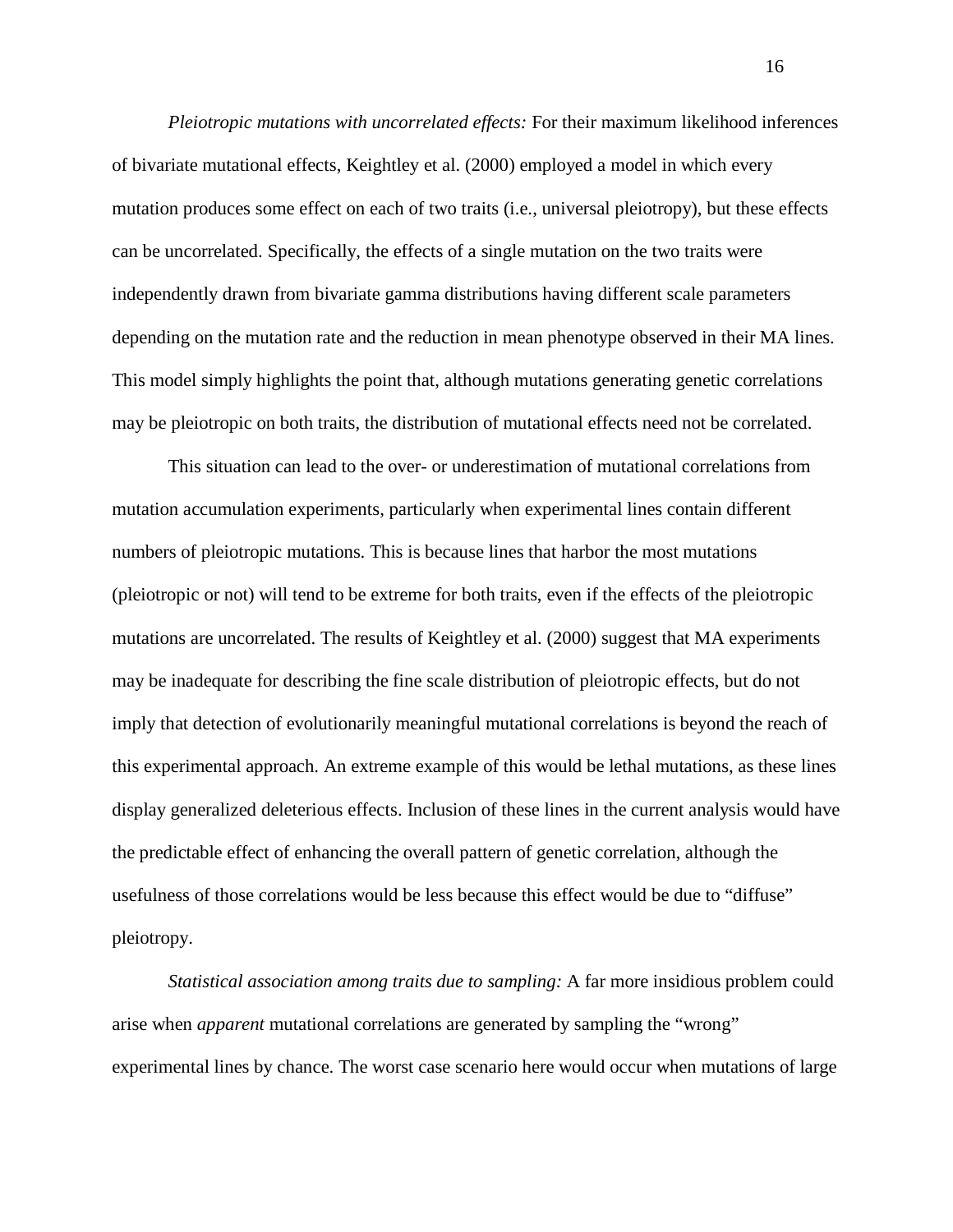*Pleiotropic mutations with uncorrelated effects:* For their maximum likelihood inferences of bivariate mutational effects, Keightley et al. (2000) employed a model in which every mutation produces some effect on each of two traits (i.e., universal pleiotropy), but these effects can be uncorrelated. Specifically, the effects of a single mutation on the two traits were independently drawn from bivariate gamma distributions having different scale parameters depending on the mutation rate and the reduction in mean phenotype observed in their MA lines. This model simply highlights the point that, although mutations generating genetic correlations may be pleiotropic on both traits, the distribution of mutational effects need not be correlated.

This situation can lead to the over- or underestimation of mutational correlations from mutation accumulation experiments, particularly when experimental lines contain different numbers of pleiotropic mutations. This is because lines that harbor the most mutations (pleiotropic or not) will tend to be extreme for both traits, even if the effects of the pleiotropic mutations are uncorrelated. The results of Keightley et al. (2000) suggest that MA experiments may be inadequate for describing the fine scale distribution of pleiotropic effects, but do not imply that detection of evolutionarily meaningful mutational correlations is beyond the reach of this experimental approach. An extreme example of this would be lethal mutations, as these lines display generalized deleterious effects. Inclusion of these lines in the current analysis would have the predictable effect of enhancing the overall pattern of genetic correlation, although the usefulness of those correlations would be less because this effect would be due to "diffuse" pleiotropy.

*Statistical association among traits due to sampling:* A far more insidious problem could arise when *apparent* mutational correlations are generated by sampling the "wrong" experimental lines by chance. The worst case scenario here would occur when mutations of large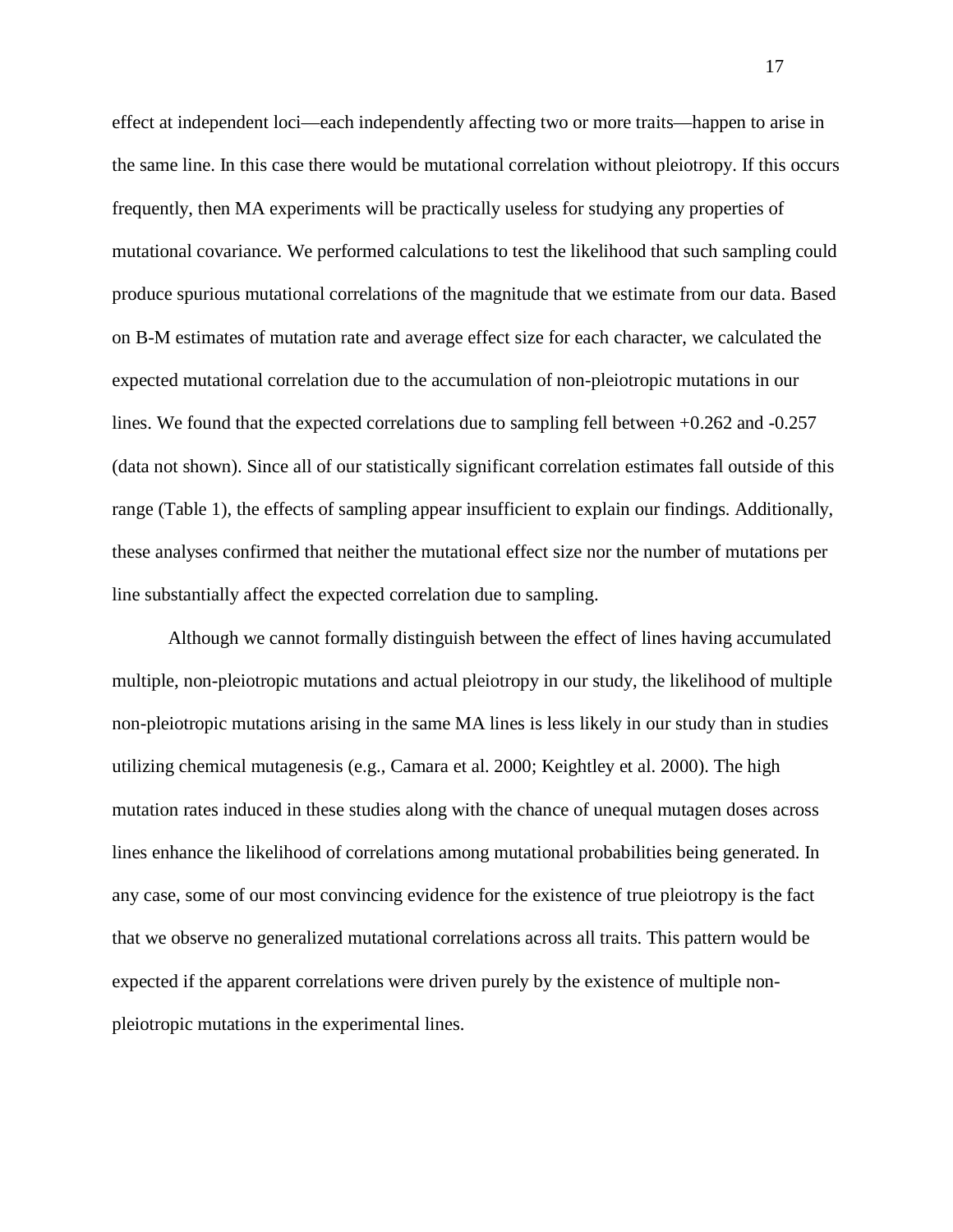effect at independent loci—each independently affecting two or more traits—happen to arise in the same line. In this case there would be mutational correlation without pleiotropy. If this occurs frequently, then MA experiments will be practically useless for studying any properties of mutational covariance. We performed calculations to test the likelihood that such sampling could produce spurious mutational correlations of the magnitude that we estimate from our data. Based on B-M estimates of mutation rate and average effect size for each character, we calculated the expected mutational correlation due to the accumulation of non-pleiotropic mutations in our lines. We found that the expected correlations due to sampling fell between +0.262 and -0.257 (data not shown). Since all of our statistically significant correlation estimates fall outside of this range (Table 1), the effects of sampling appear insufficient to explain our findings. Additionally, these analyses confirmed that neither the mutational effect size nor the number of mutations per line substantially affect the expected correlation due to sampling.

Although we cannot formally distinguish between the effect of lines having accumulated multiple, non-pleiotropic mutations and actual pleiotropy in our study, the likelihood of multiple non-pleiotropic mutations arising in the same MA lines is less likely in our study than in studies utilizing chemical mutagenesis (e.g., Camara et al. 2000; Keightley et al. 2000). The high mutation rates induced in these studies along with the chance of unequal mutagen doses across lines enhance the likelihood of correlations among mutational probabilities being generated. In any case, some of our most convincing evidence for the existence of true pleiotropy is the fact that we observe no generalized mutational correlations across all traits. This pattern would be expected if the apparent correlations were driven purely by the existence of multiple non-pleiotropic mutations in the experimental lines.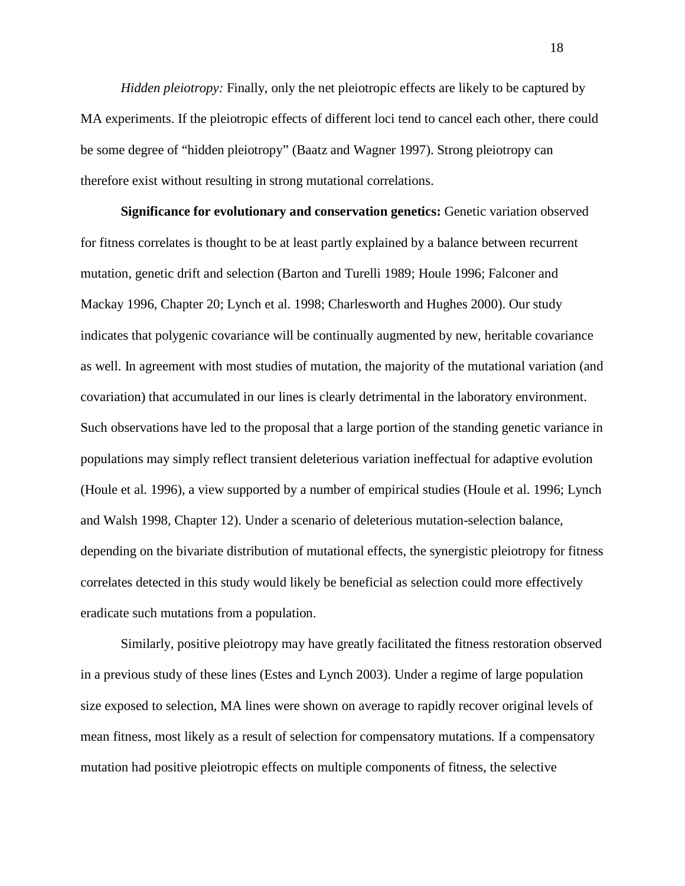*Hidden pleiotropy:* Finally, only the net pleiotropic effects are likely to be captured by MA experiments. If the pleiotropic effects of different loci tend to cancel each other, there could be some degree of "hidden pleiotropy" (Baatz and Wagner 1997). Strong pleiotropy can therefore exist without resulting in strong mutational correlations.

**Significance for evolutionary and conservation genetics:** Genetic variation observed for fitness correlates is thought to be at least partly explained by a balance between recurrent mutation, genetic drift and selection (Barton and Turelli 1989; Houle 1996; Falconer and Mackay 1996, Chapter 20; Lynch et al. 1998; Charlesworth and Hughes 2000). Our study indicates that polygenic covariance will be continually augmented by new, heritable covariance as well. In agreement with most studies of mutation, the majority of the mutational variation (and covariation) that accumulated in our lines is clearly detrimental in the laboratory environment. Such observations have led to the proposal that a large portion of the standing genetic variance in populations may simply reflect transient deleterious variation ineffectual for adaptive evolution (Houle et al. 1996), a view supported by a number of empirical studies (Houle et al. 1996; Lynch and Walsh 1998, Chapter 12). Under a scenario of deleterious mutation-selection balance, depending on the bivariate distribution of mutational effects, the synergistic pleiotropy for fitness correlates detected in this study would likely be beneficial as selection could more effectively eradicate such mutations from a population.

Similarly, positive pleiotropy may have greatly facilitated the fitness restoration observed in a previous study of these lines (Estes and Lynch 2003). Under a regime of large population size exposed to selection, MA lines were shown on average to rapidly recover original levels of mean fitness, most likely as a result of selection for compensatory mutations. If a compensatory mutation had positive pleiotropic effects on multiple components of fitness, the selective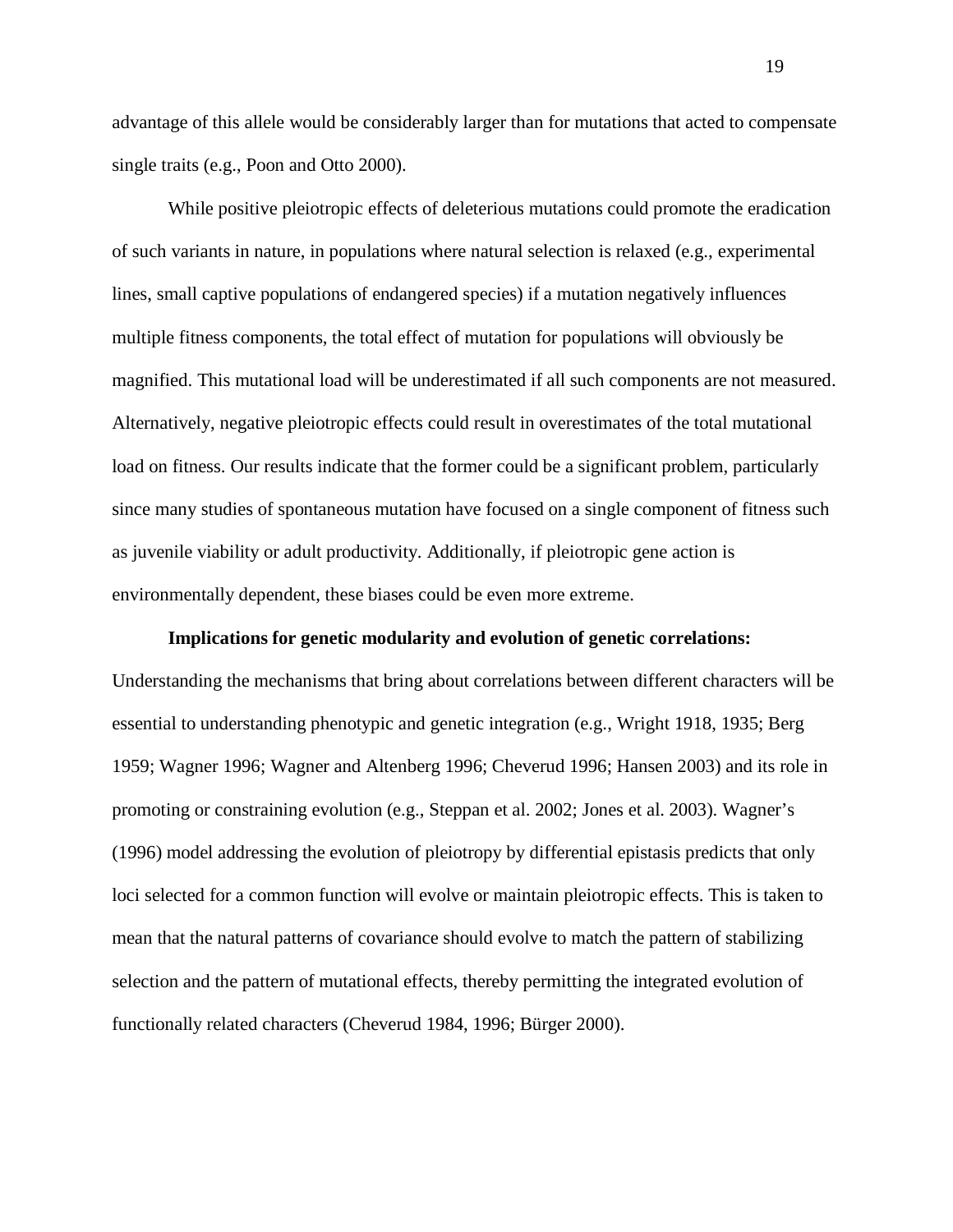advantage of this allele would be considerably larger than for mutations that acted to compensate single traits (e.g., Poon and Otto 2000).

While positive pleiotropic effects of deleterious mutations could promote the eradication of such variants in nature, in populations where natural selection is relaxed (e.g., experimental lines, small captive populations of endangered species) if a mutation negatively influences multiple fitness components, the total effect of mutation for populations will obviously be magnified. This mutational load will be underestimated if all such components are not measured. Alternatively, negative pleiotropic effects could result in overestimates of the total mutational load on fitness. Our results indicate that the former could be a significant problem, particularly since many studies of spontaneous mutation have focused on a single component of fitness such as juvenile viability or adult productivity. Additionally, if pleiotropic gene action is environmentally dependent, these biases could be even more extreme.

**Implications for genetic modularity and evolution of genetic correlations:** Understanding the mechanisms that bring about correlations between different characters will be essential to understanding phenotypic and genetic integration (e.g., Wright 1918, 1935; Berg 1959; Wagner 1996; Wagner and Altenberg 1996; Cheverud 1996; Hansen 2003) and its role in promoting or constraining evolution (e.g., Steppan et al. 2002; Jones et al. 2003). Wagner's (1996) model addressing the evolution of pleiotropy by differential epistasis predicts that only loci selected for a common function will evolve or maintain pleiotropic effects. This is taken to mean that the natural patterns of covariance should evolve to match the pattern of stabilizing selection and the pattern of mutational effects, thereby permitting the integrated evolution of functionally related characters (Cheverud 1984, 1996; Bürger 2000).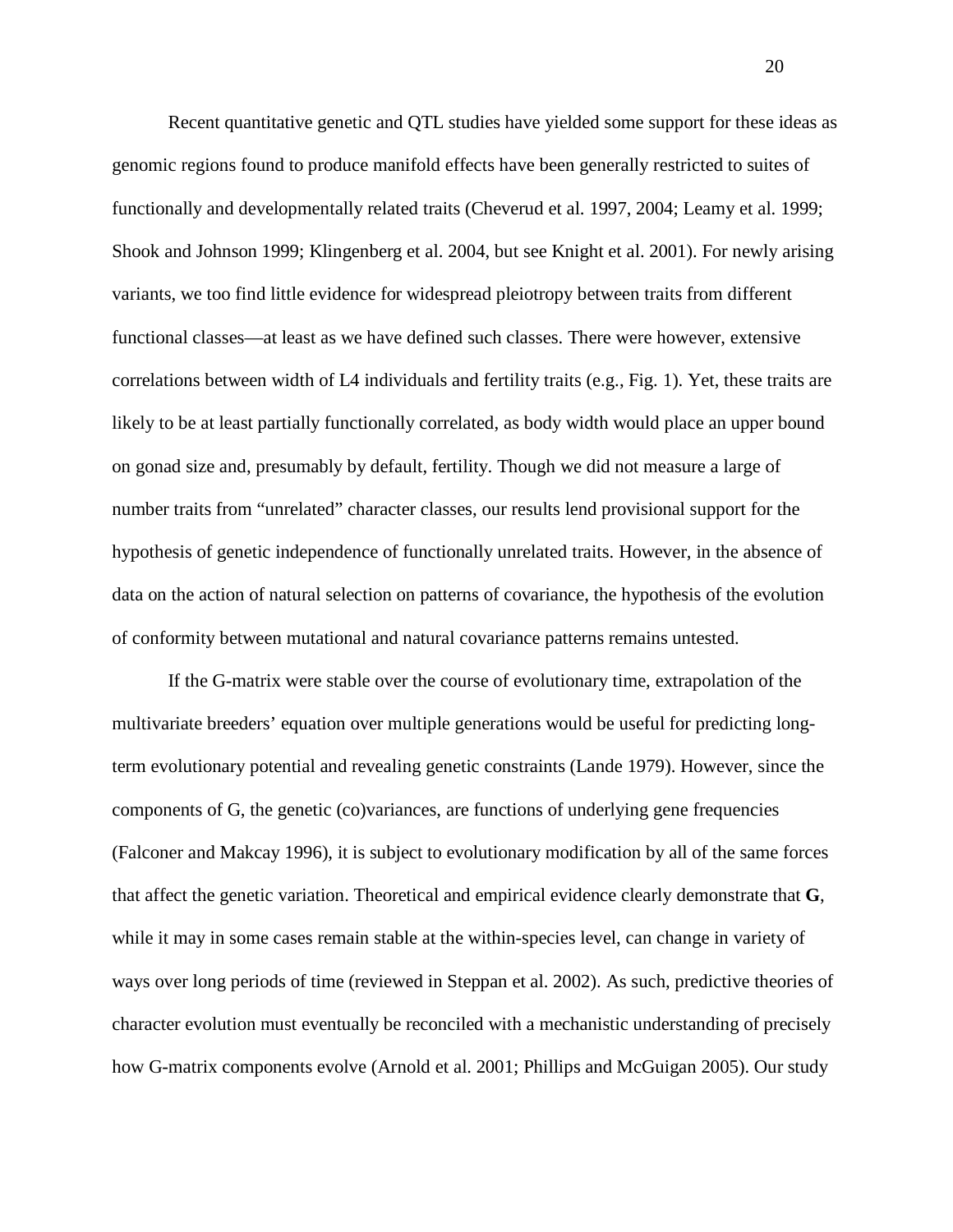Recent quantitative genetic and QTL studies have yielded some support for these ideas as genomic regions found to produce manifold effects have been generally restricted to suites of functionally and developmentally related traits (Cheverud et al. 1997, 2004; Leamy et al. 1999; Shook and Johnson 1999; Klingenberg et al. 2004, but see Knight et al. 2001). For newly arising variants, we too find little evidence for widespread pleiotropy between traits from different functional classes—at least as we have defined such classes. There were however, extensive correlations between width of L4 individuals and fertility traits (e.g., Fig. 1). Yet, these traits are likely to be at least partially functionally correlated, as body width would place an upper bound on gonad size and, presumably by default, fertility. Though we did not measure a large of number traits from "unrelated" character classes, our results lend provisional support for the hypothesis of genetic independence of functionally unrelated traits. However, in the absence of data on the action of natural selection on patterns of covariance, the hypothesis of the evolution of conformity between mutational and natural covariance patterns remains untested.

If the G-matrix were stable over the course of evolutionary time, extrapolation of the multivariate breeders' equation over multiple generations would be useful for predicting long-term evolutionary potential and revealing genetic constraints (Lande 1979). However, since the components of G, the genetic (co)variances, are functions of underlying gene frequencies (Falconer and Makcay 1996), it is subject to evolutionary modification by all of the same forces that affect the genetic variation. Theoretical and empirical evidence clearly demonstrate that **G**, while it may in some cases remain stable at the within-species level, can change in variety of ways over long periods of time (reviewed in Steppan et al. 2002). As such, predictive theories of character evolution must eventually be reconciled with a mechanistic understanding of precisely how G-matrix components evolve (Arnold et al. 2001; Phillips and McGuigan 2005). Our study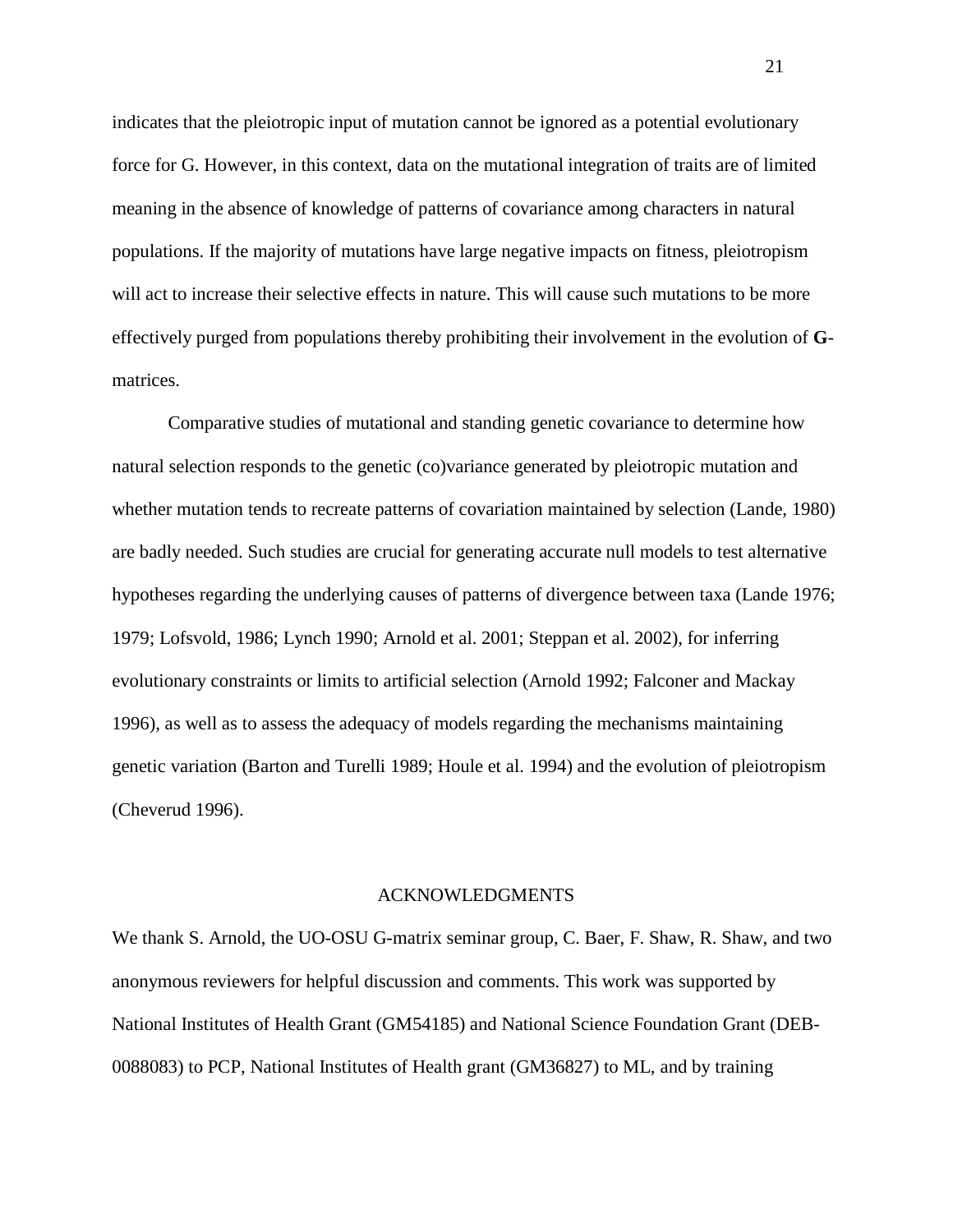indicates that the pleiotropic input of mutation cannot be ignored as a potential evolutionary force for G. However, in this context, data on the mutational integration of traits are of limited meaning in the absence of knowledge of patterns of covariance among characters in natural populations. If the majority of mutations have large negative impacts on fitness, pleiotropism will act to increase their selective effects in nature. This will cause such mutations to be more effectively purged from populations thereby prohibiting their involvement in the evolution of **G**-matrices.

Comparative studies of mutational and standing genetic covariance to determine how natural selection responds to the genetic (co)variance generated by pleiotropic mutation and whether mutation tends to recreate patterns of covariation maintained by selection (Lande, 1980) are badly needed. Such studies are crucial for generating accurate null models to test alternative hypotheses regarding the underlying causes of patterns of divergence between taxa (Lande 1976; 1979; Lofsvold, 1986; Lynch 1990; Arnold et al. 2001; Steppan et al. 2002), for inferring evolutionary constraints or limits to artificial selection (Arnold 1992; Falconer and Mackay 1996), as well as to assess the adequacy of models regarding the mechanisms maintaining genetic variation (Barton and Turelli 1989; Houle et al. 1994) and the evolution of pleiotropism (Cheverud 1996).

## ACKNOWLEDGMENTS

We thank S. Arnold, the UO-OSU G-matrix seminar group, C. Baer, F. Shaw, R. Shaw, and two anonymous reviewers for helpful discussion and comments. This work was supported by National Institutes of Health Grant (GM54185) and National Science Foundation Grant (DEB-0088083) to PCP, National Institutes of Health grant (GM36827) to ML, and by training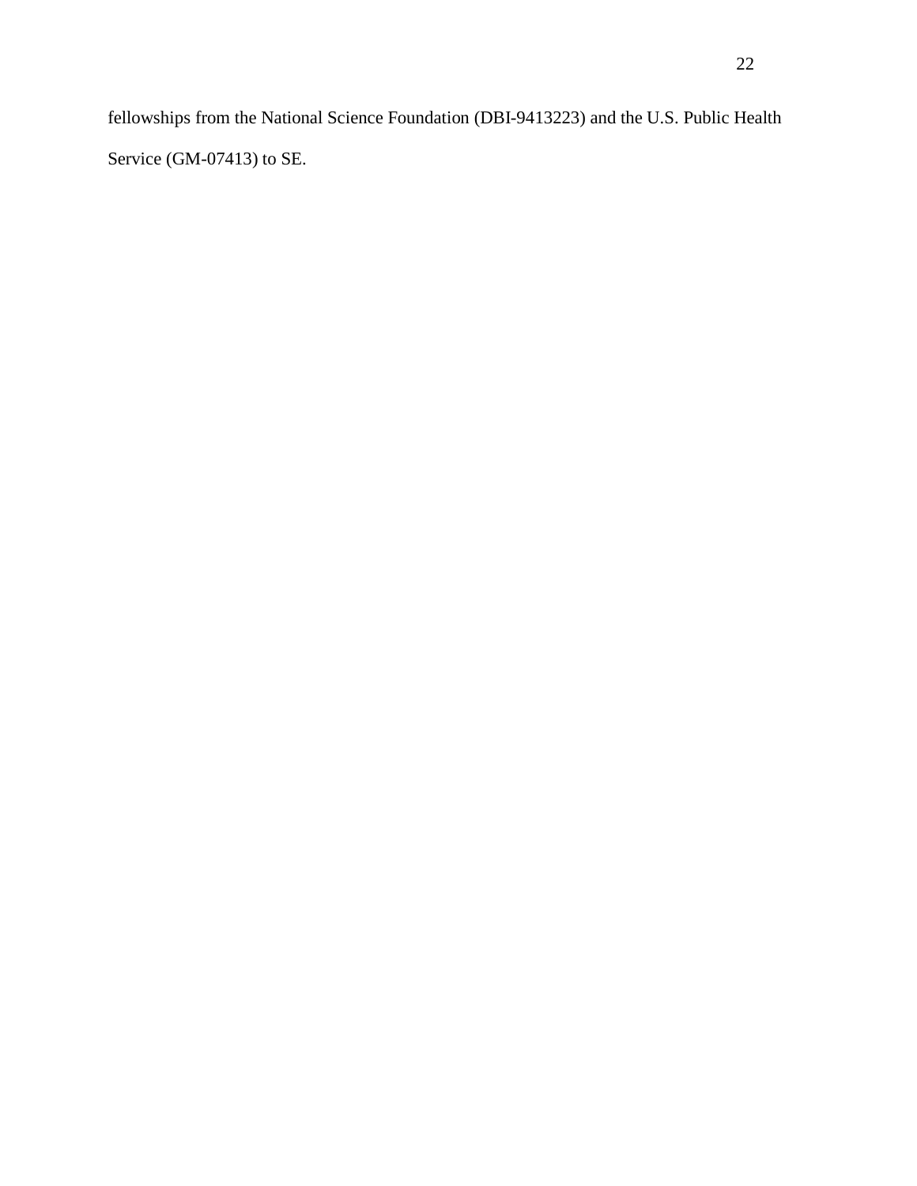fellowships from the National Science Foundation (DBI-9413223) and the U.S. Public Health Service (GM-07413) to SE.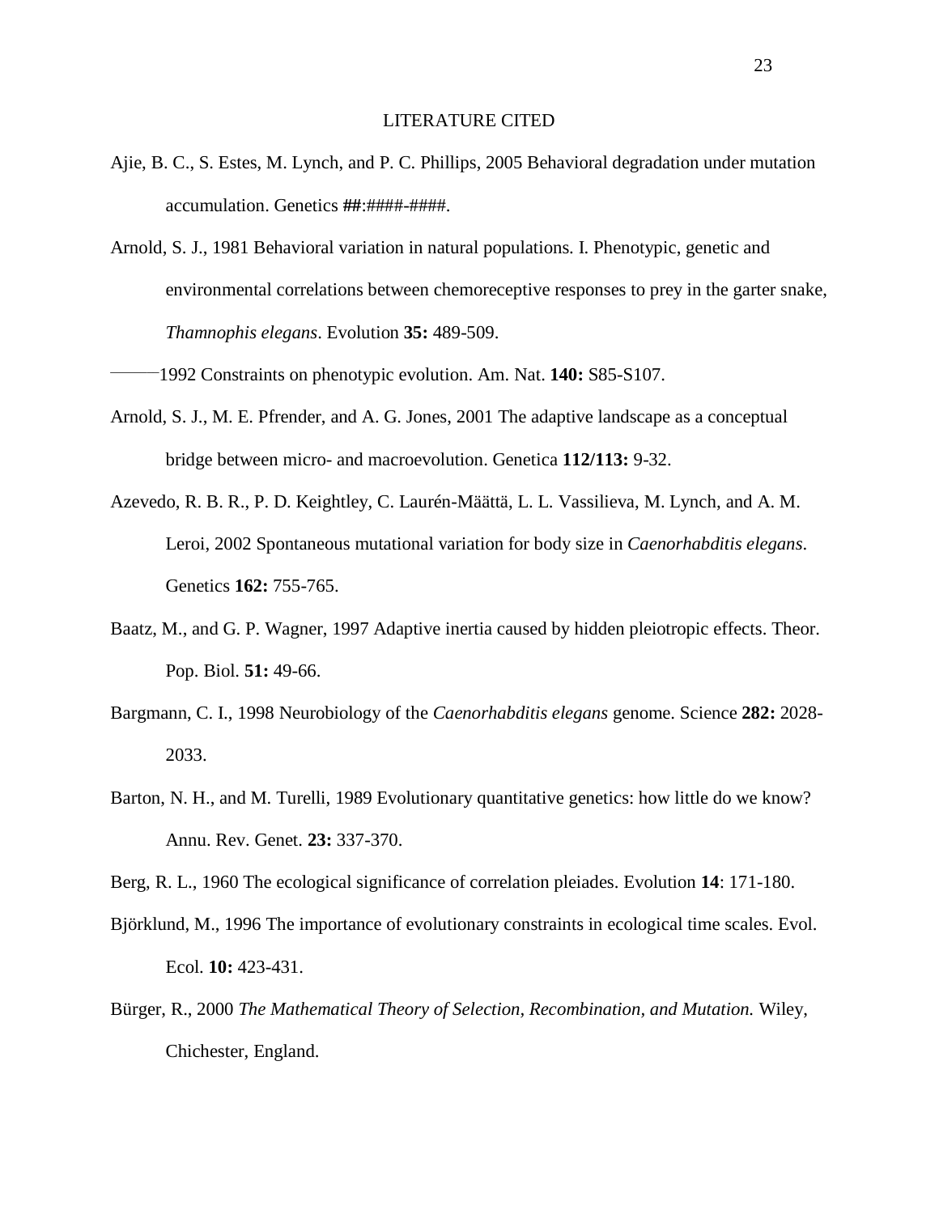# LITERATURE CITED

Ajie, B. C., S. Estes, M. Lynch, and P. C. Phillips, 2005 Behavioral degradation under mutation accumulation. Genetics **##**:####-####.

Arnold, S. J., 1981 Behavioral variation in natural populations. I. Phenotypic, genetic and environmental correlations between chemoreceptive responses to prey in the garter snake, *Thamnophis elegans*. Evolution **35:** 489-509.

——— 1992 Constraints on phenotypic evolution. Am. Nat. **140:** S85-S107.

Arnold, S. J., M. E. Pfrender, and A. G. Jones, 2001 The adaptive landscape as a conceptual bridge between micro- and macroevolution. Genetica **112/113:** 9-32.

Azevedo, R. B. R., P. D. Keightley, C. Laurén-Määttä, L. L. Vassilieva, M. Lynch, and A. M. Leroi, 2002 Spontaneous mutational variation for body size in *Caenorhabditis elegans*. Genetics **162:** 755-765.

Baatz, M., and G. P. Wagner, 1997 Adaptive inertia caused by hidden pleiotropic effects. Theor. Pop. Biol. **51:** 49-66.

Bargmann, C. I., 1998 Neurobiology of the *Caenorhabditis elegans* genome. Science **282:** 2028-2033.

Barton, N. H., and M. Turelli, 1989 Evolutionary quantitative genetics: how little do we know? Annu. Rev. Genet. **23:** 337-370.

Berg, R. L., 1960 The ecological significance of correlation pleiades. Evolution **14**: 171-180.

Björklund, M., 1996 The importance of evolutionary constraints in ecological time scales. Evol. Ecol. **10:** 423-431.

Bürger, R., 2000 *The Mathematical Theory of Selection, Recombination, and Mutation.* Wiley, Chichester, England.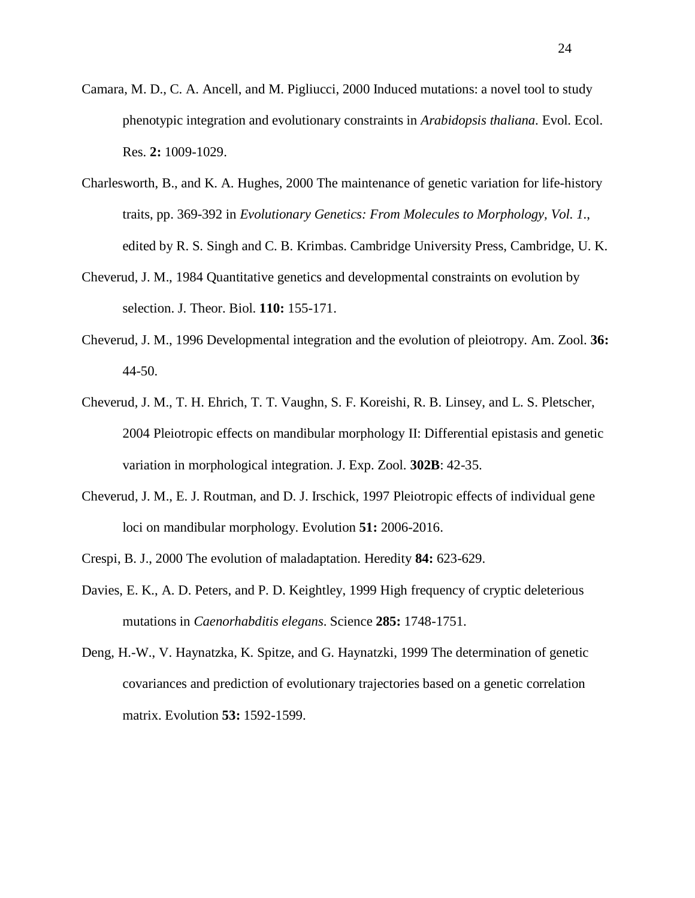Camara, M. D., C. A. Ancell, and M. Pigliucci, 2000 Induced mutations: a novel tool to study phenotypic integration and evolutionary constraints in *Arabidopsis thaliana*. Evol. Ecol. Res. **2:** 1009-1029.

Charlesworth, B., and K. A. Hughes, 2000 The maintenance of genetic variation for life-history traits, pp. 369-392 in *Evolutionary Genetics: From Molecules to Morphology, Vol. 1*., edited by R. S. Singh and C. B. Krimbas. Cambridge University Press, Cambridge, U. K.

Cheverud, J. M., 1984 Quantitative genetics and developmental constraints on evolution by selection. J. Theor. Biol. **110:** 155-171.

Cheverud, J. M., 1996 Developmental integration and the evolution of pleiotropy. Am. Zool. **36:** 44-50.

Cheverud, J. M., T. H. Ehrich, T. T. Vaughn, S. F. Koreishi, R. B. Linsey, and L. S. Pletscher, 2004 Pleiotropic effects on mandibular morphology II: Differential epistasis and genetic variation in morphological integration. J. Exp. Zool. **302B**: 42-35.

Cheverud, J. M., E. J. Routman, and D. J. Irschick, 1997 Pleiotropic effects of individual gene loci on mandibular morphology. Evolution **51:** 2006-2016.

Crespi, B. J., 2000 The evolution of maladaptation. Heredity **84:** 623-629.

Davies, E. K., A. D. Peters, and P. D. Keightley, 1999 High frequency of cryptic deleterious mutations in *Caenorhabditis elegans*. Science **285:** 1748-1751.

Deng, H.-W., V. Haynatzka, K. Spitze, and G. Haynatzki, 1999 The determination of genetic covariances and prediction of evolutionary trajectories based on a genetic correlation matrix. Evolution **53:** 1592-1599.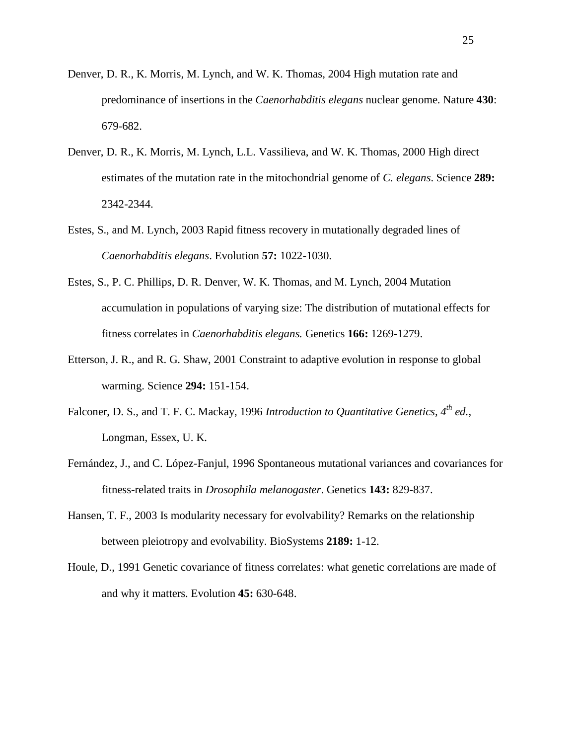Denver, D. R., K. Morris, M. Lynch, and W. K. Thomas, 2004 High mutation rate and predominance of insertions in the *Caenorhabditis elegans* nuclear genome. Nature **430**: 679-682.

Denver, D. R., K. Morris, M. Lynch, L.L. Vassilieva, and W. K. Thomas, 2000 High direct estimates of the mutation rate in the mitochondrial genome of *C. elegans*. Science **289:** 2342-2344.

Estes, S., and M. Lynch, 2003 Rapid fitness recovery in mutationally degraded lines of *Caenorhabditis elegans*. Evolution **57:** 1022-1030.

Estes, S., P. C. Phillips, D. R. Denver, W. K. Thomas, and M. Lynch, 2004 Mutation accumulation in populations of varying size: The distribution of mutational effects for fitness correlates in *Caenorhabditis elegans.* Genetics **166:** 1269-1279.

Etterson, J. R., and R. G. Shaw, 2001 Constraint to adaptive evolution in response to global warming. Science **294:** 151-154.

Falconer, D. S., and T. F. C. Mackay, 1996 *Introduction to Quantitative Genetics, 4th ed.*, Longman, Essex, U. K.

Fernández, J., and C. López-Fanjul, 1996 Spontaneous mutational variances and covariances for fitness-related traits in *Drosophila melanogaster*. Genetics **143:** 829-837.

Hansen, T. F., 2003 Is modularity necessary for evolvability? Remarks on the relationship between pleiotropy and evolvability. BioSystems **2189:** 1-12.

Houle, D., 1991 Genetic covariance of fitness correlates: what genetic correlations are made of and why it matters. Evolution **45:** 630-648.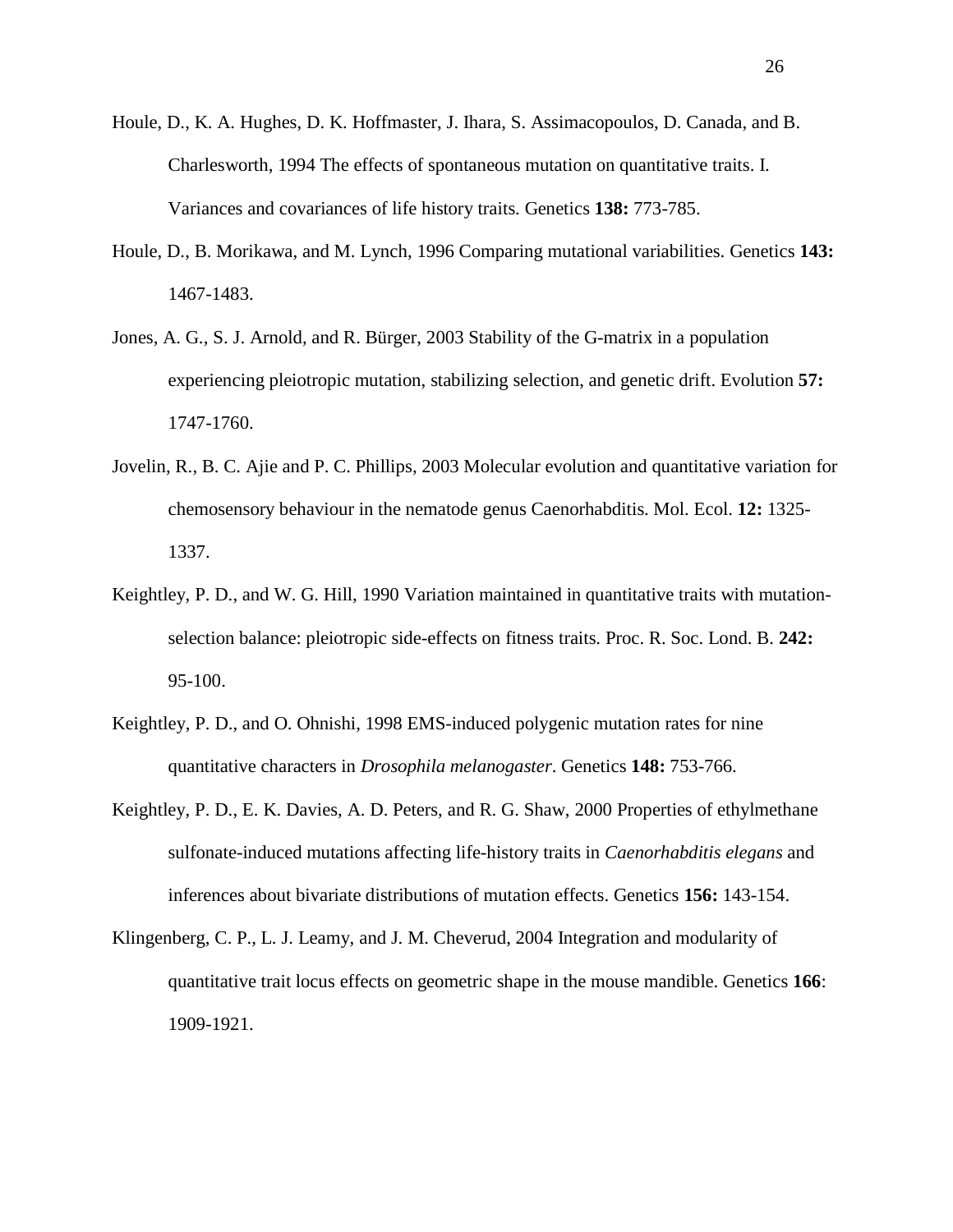Houle, D., K. A. Hughes, D. K. Hoffmaster, J. Ihara, S. Assimacopoulos, D. Canada, and B. Charlesworth, 1994 The effects of spontaneous mutation on quantitative traits. I. Variances and covariances of life history traits. Genetics **138:** 773-785.

Houle, D., B. Morikawa, and M. Lynch, 1996 Comparing mutational variabilities. Genetics **143:** 1467-1483.

Jones, A. G., S. J. Arnold, and R. Bürger, 2003 Stability of the G-matrix in a population experiencing pleiotropic mutation, stabilizing selection, and genetic drift. Evolution **57:** 1747-1760.

Jovelin, R., B. C. Ajie and P. C. Phillips, 2003 Molecular evolution and quantitative variation for chemosensory behaviour in the nematode genus Caenorhabditis. Mol. Ecol. **12:** 1325-1337.

Keightley, P. D., and W. G. Hill, 1990 Variation maintained in quantitative traits with mutation-selection balance: pleiotropic side-effects on fitness traits. Proc. R. Soc. Lond. B. **242:** 95-100.

Keightley, P. D., and O. Ohnishi, 1998 EMS-induced polygenic mutation rates for nine quantitative characters in *Drosophila melanogaster*. Genetics **148:** 753-766.

Keightley, P. D., E. K. Davies, A. D. Peters, and R. G. Shaw, 2000 Properties of ethylmethane sulfonate-induced mutations affecting life-history traits in *Caenorhabditis elegans* and inferences about bivariate distributions of mutation effects. Genetics **156:** 143-154.

Klingenberg, C. P., L. J. Leamy, and J. M. Cheverud, 2004 Integration and modularity of quantitative trait locus effects on geometric shape in the mouse mandible. Genetics **166**: 1909-1921.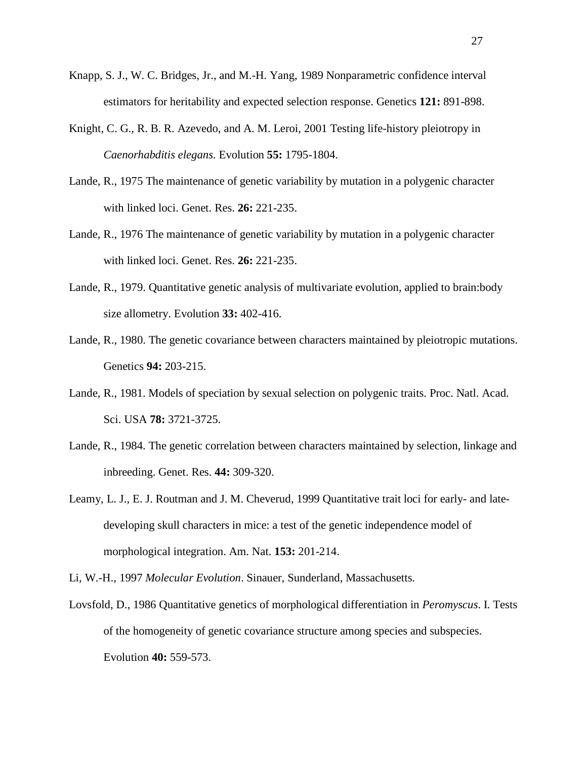Knapp, S. J., W. C. Bridges, Jr., and M.-H. Yang, 1989 Nonparametric confidence interval estimators for heritability and expected selection response. Genetics **121:** 891-898.

Knight, C. G., R. B. R. Azevedo, and A. M. Leroi, 2001 Testing life-history pleiotropy in *Caenorhabditis elegans*. Evolution **55:** 1795-1804.

Lande, R., 1975 The maintenance of genetic variability by mutation in a polygenic character with linked loci. Genet. Res. **26:** 221-235.

Lande, R., 1976 The maintenance of genetic variability by mutation in a polygenic character with linked loci. Genet. Res. **26:** 221-235.

Lande, R., 1979. Quantitative genetic analysis of multivariate evolution, applied to brain:body size allometry. Evolution **33:** 402-416.

Lande, R., 1980. The genetic covariance between characters maintained by pleiotropic mutations. Genetics **94:** 203-215.

Lande, R., 1981. Models of speciation by sexual selection on polygenic traits. Proc. Natl. Acad. Sci. USA **78:** 3721-3725.

Lande, R., 1984. The genetic correlation between characters maintained by selection, linkage and inbreeding. Genet. Res. **44:** 309-320.

Leamy, L. J., E. J. Routman and J. M. Cheverud, 1999 Quantitative trait loci for early- and late-developing skull characters in mice: a test of the genetic independence model of morphological integration. Am. Nat. **153:** 201-214.

Li, W.-H., 1997 *Molecular Evolution*. Sinauer, Sunderland, Massachusetts.

Lovsfold, D., 1986 Quantitative genetics of morphological differentiation in *Peromyscus.* I. Tests of the homogeneity of genetic covariance structure among species and subspecies. Evolution **40:** 559-573.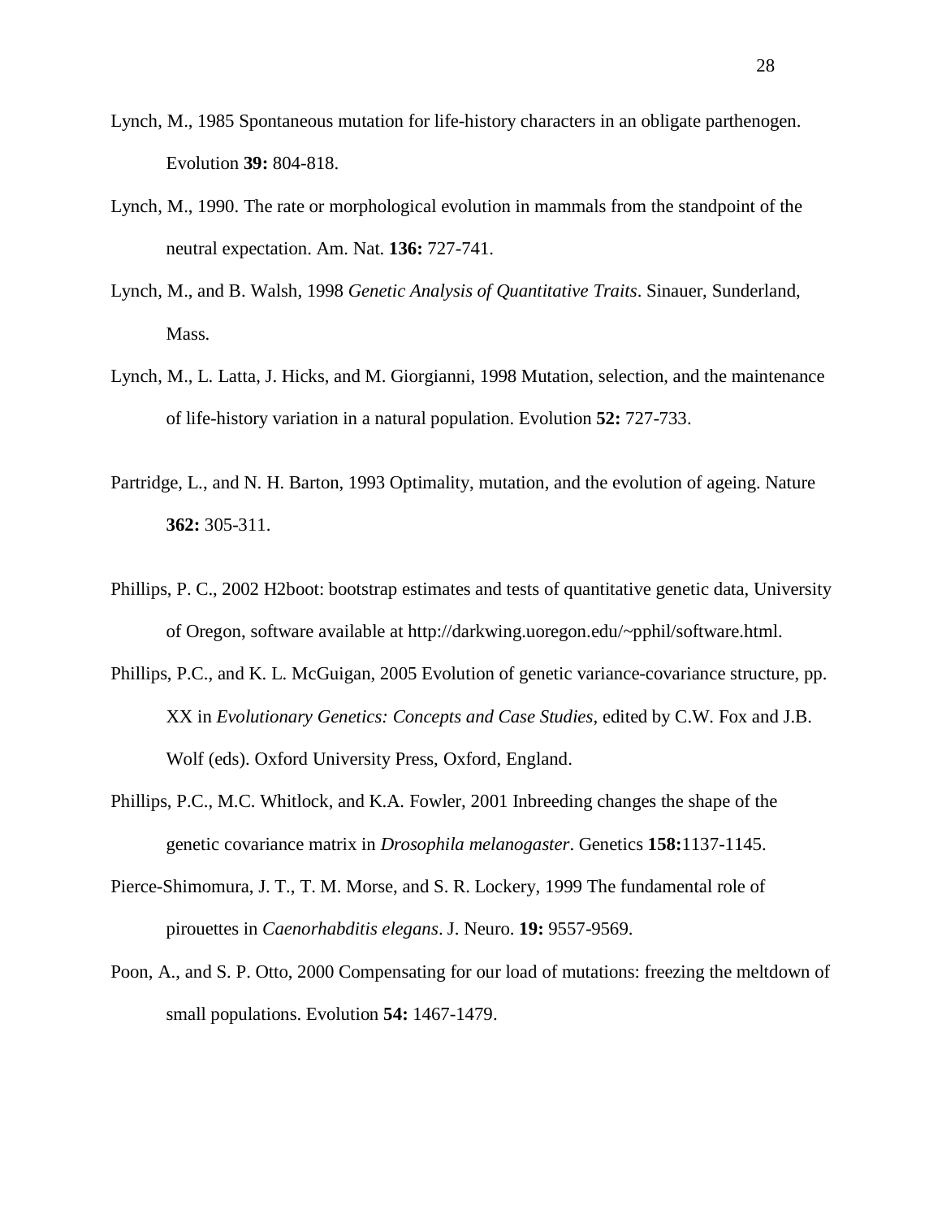Lynch, M., 1985 Spontaneous mutation for life-history characters in an obligate parthenogen. Evolution **39:** 804-818.

Lynch, M., 1990. The rate or morphological evolution in mammals from the standpoint of the neutral expectation. Am. Nat. **136:** 727-741.

Lynch, M., and B. Walsh, 1998 *Genetic Analysis of Quantitative Traits*. Sinauer, Sunderland, Mass.

Lynch, M., L. Latta, J. Hicks, and M. Giorgianni, 1998 Mutation, selection, and the maintenance of life-history variation in a natural population. Evolution **52:** 727-733.

Partridge, L., and N. H. Barton, 1993 Optimality, mutation, and the evolution of ageing. Nature **362:** 305-311.

Phillips, P. C., 2002 H2boot: bootstrap estimates and tests of quantitative genetic data, University of Oregon, software available at http://darkwing.uoregon.edu/~pphil/software.html.

Phillips, P.C., and K. L. McGuigan, 2005 Evolution of genetic variance-covariance structure, pp. XX in *Evolutionary Genetics: Concepts and Case Studies*, edited by C.W. Fox and J.B. Wolf (eds). Oxford University Press, Oxford, England.

Phillips, P.C., M.C. Whitlock, and K.A. Fowler, 2001 Inbreeding changes the shape of the genetic covariance matrix in *Drosophila melanogaster*. Genetics **158:**1137-1145.

Pierce-Shimomura, J. T., T. M. Morse, and S. R. Lockery, 1999 The fundamental role of pirouettes in *Caenorhabditis elegans*. J. Neuro. **19:** 9557-9569.

Poon, A., and S. P. Otto, 2000 Compensating for our load of mutations: freezing the meltdown of small populations. Evolution **54:** 1467-1479.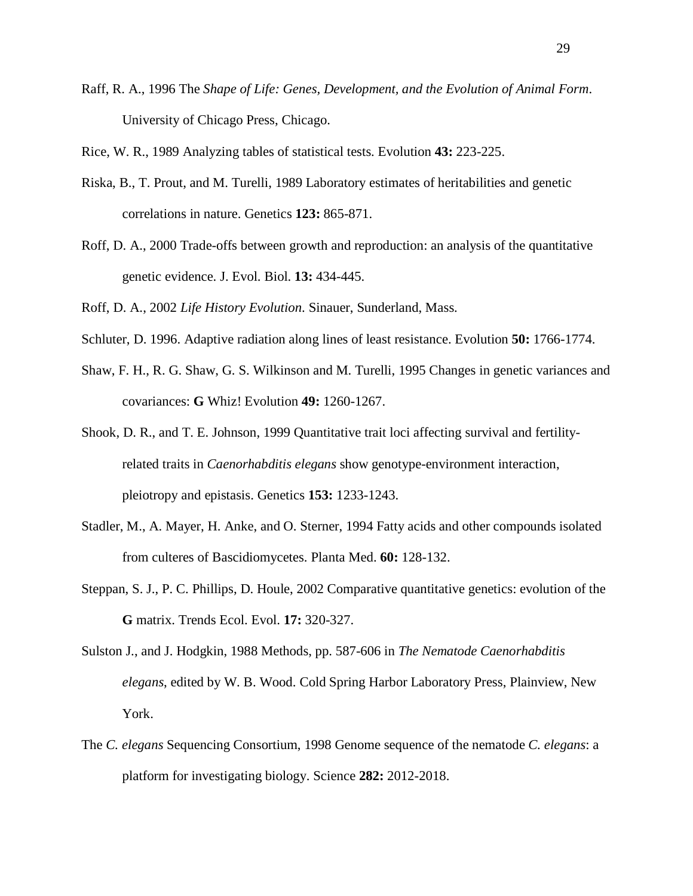Raff, R. A., 1996 The *Shape of Life: Genes, Development, and the Evolution of Animal Form*. University of Chicago Press, Chicago.

Rice, W. R., 1989 Analyzing tables of statistical tests. Evolution **43:** 223-225.

Riska, B., T. Prout, and M. Turelli, 1989 Laboratory estimates of heritabilities and genetic correlations in nature. Genetics **123:** 865-871.

Roff, D. A., 2000 Trade-offs between growth and reproduction: an analysis of the quantitative genetic evidence. J. Evol. Biol. **13:** 434-445.

Roff, D. A., 2002 *Life History Evolution*. Sinauer, Sunderland, Mass.

Schluter, D. 1996. Adaptive radiation along lines of least resistance. Evolution **50:** 1766-1774.

Shaw, F. H., R. G. Shaw, G. S. Wilkinson and M. Turelli, 1995 Changes in genetic variances and covariances: **G** Whiz! Evolution **49:** 1260-1267.

Shook, D. R., and T. E. Johnson, 1999 Quantitative trait loci affecting survival and fertility-related traits in *Caenorhabditis elegans* show genotype-environment interaction, pleiotropy and epistasis. Genetics **153:** 1233-1243.

Stadler, M., A. Mayer, H. Anke, and O. Sterner, 1994 Fatty acids and other compounds isolated from culteres of Bascidiomycetes. Planta Med. **60:** 128-132.

Steppan, S. J., P. C. Phillips, D. Houle, 2002 Comparative quantitative genetics: evolution of the **G** matrix. Trends Ecol. Evol. **17:** 320-327.

Sulston J., and J. Hodgkin, 1988 Methods, pp. 587-606 in *The Nematode Caenorhabditis elegans*, edited by W. B. Wood. Cold Spring Harbor Laboratory Press, Plainview, New York.

The *C. elegans* Sequencing Consortium, 1998 Genome sequence of the nematode *C. elegans*: a platform for investigating biology. Science **282:** 2012-2018.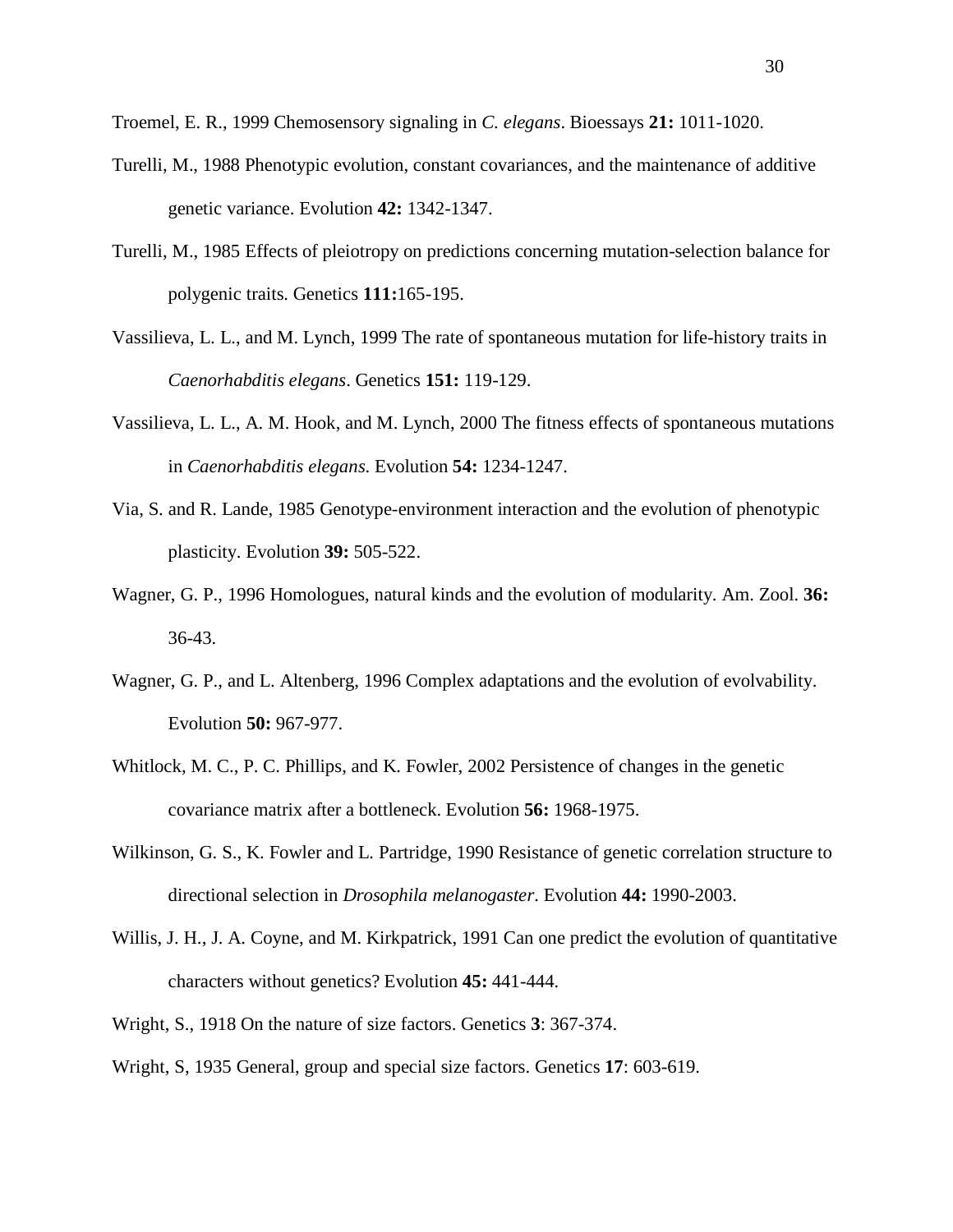Troemel, E. R., 1999 Chemosensory signaling in *C. elegans*. Bioessays **21:** 1011-1020.

Turelli, M., 1988 Phenotypic evolution, constant covariances, and the maintenance of additive genetic variance. Evolution **42:** 1342-1347.

Turelli, M., 1985 Effects of pleiotropy on predictions concerning mutation-selection balance for polygenic traits. Genetics **111:**165-195.

Vassilieva, L. L., and M. Lynch, 1999 The rate of spontaneous mutation for life-history traits in *Caenorhabditis elegans*. Genetics **151:** 119-129.

Vassilieva, L. L., A. M. Hook, and M. Lynch, 2000 The fitness effects of spontaneous mutations in *Caenorhabditis elegans*. Evolution **54:** 1234-1247.

Via, S. and R. Lande, 1985 Genotype-environment interaction and the evolution of phenotypic plasticity. Evolution **39:** 505-522.

Wagner, G. P., 1996 Homologues, natural kinds and the evolution of modularity. Am. Zool. **36:** 36-43.

Wagner, G. P., and L. Altenberg, 1996 Complex adaptations and the evolution of evolvability. Evolution **50:** 967-977.

Whitlock, M. C., P. C. Phillips, and K. Fowler, 2002 Persistence of changes in the genetic covariance matrix after a bottleneck. Evolution **56:** 1968-1975.

Wilkinson, G. S., K. Fowler and L. Partridge, 1990 Resistance of genetic correlation structure to directional selection in *Drosophila melanogaster*. Evolution **44:** 1990-2003.

Willis, J. H., J. A. Coyne, and M. Kirkpatrick, 1991 Can one predict the evolution of quantitative characters without genetics? Evolution **45:** 441-444.

Wright, S., 1918 On the nature of size factors. Genetics **3**: 367-374.

Wright, S, 1935 General, group and special size factors. Genetics **17**: 603-619.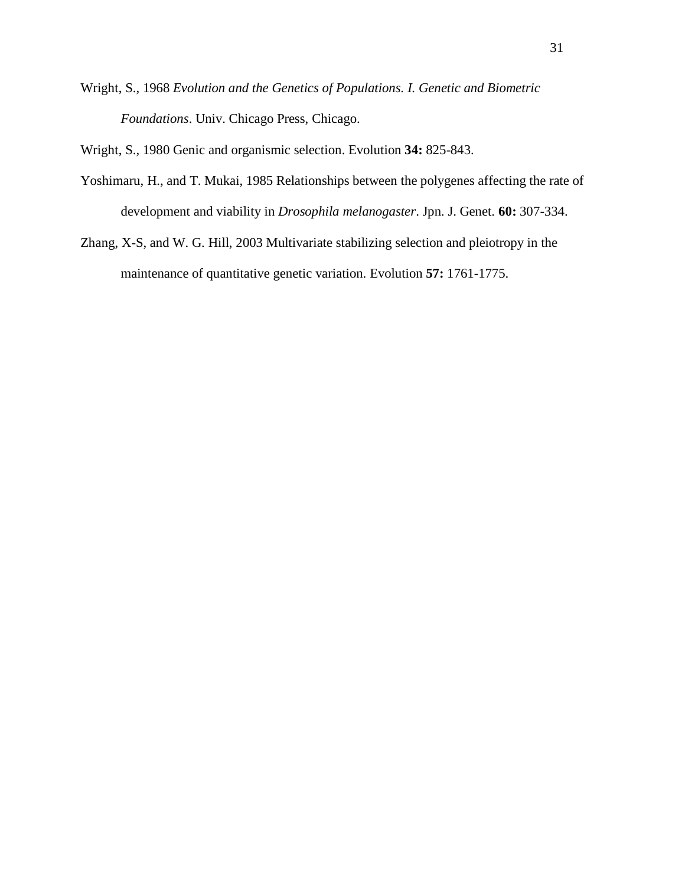Wright, S., 1968 *Evolution and the Genetics of Populations. I. Genetic and Biometric Foundations*. Univ. Chicago Press, Chicago.

Wright, S., 1980 Genic and organismic selection. Evolution **34:** 825-843.

Yoshimaru, H., and T. Mukai, 1985 Relationships between the polygenes affecting the rate of development and viability in *Drosophila melanogaster*. Jpn. J. Genet. **60:** 307-334.

Zhang, X-S, and W. G. Hill, 2003 Multivariate stabilizing selection and pleiotropy in the maintenance of quantitative genetic variation. Evolution **57:** 1761-1775.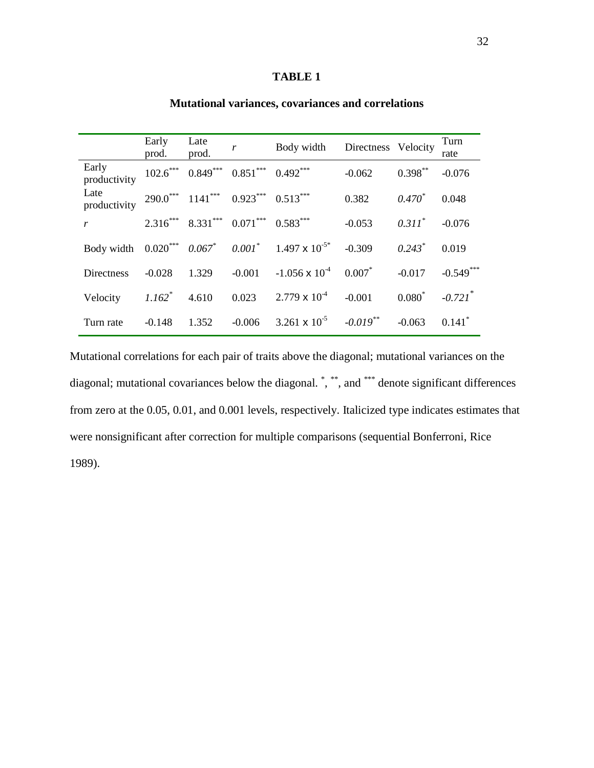# TABLE 1

## Mutational variances, covariances and correlations

| | Early prod. | Late prod. | *r* | Body width | Directness | Velocity | Turn rate |
|---|---|---|---|---|---|---|---|
| Early productivity | 102.6*** | 0.849*** | 0.851*** | 0.492*** | -0.062 | 0.398** | -0.076 |
| Late productivity | 290.0*** | 1141*** | 0.923*** | 0.513*** | 0.382 | *0.470*\* | 0.048 |
| *r* | 2.316*** | 8.331*** | 0.071*** | 0.583*** | -0.053 | *0.311*\* | -0.076 |
| Body width | 0.020*** | *0.067*\* | *0.001*\* | $1.497 \times 10^{-5}$\* | -0.309 | *0.243*\* | 0.019 |
| Directness | -0.028 | 1.329 | -0.001 | $-1.056 \times 10^{-4}$ | 0.007* | -0.017 | -0.549*** |
| Velocity | *1.162*\* | 4.610 | 0.023 | $2.779 \times 10^{-4}$ | -0.001 | 0.080* | *-0.721*\* |
| Turn rate | -0.148 | 1.352 | -0.006 | $3.261 \times 10^{-5}$ | *-0.019*\*\* | -0.063 | 0.141* |

Mutational correlations for each pair of traits above the diagonal; mutational variances on the diagonal; mutational covariances below the diagonal. *, **, and *** denote significant differences from zero at the 0.05, 0.01, and 0.001 levels, respectively. Italicized type indicates estimates that were nonsignificant after correction for multiple comparisons (sequential Bonferroni, Rice 1989).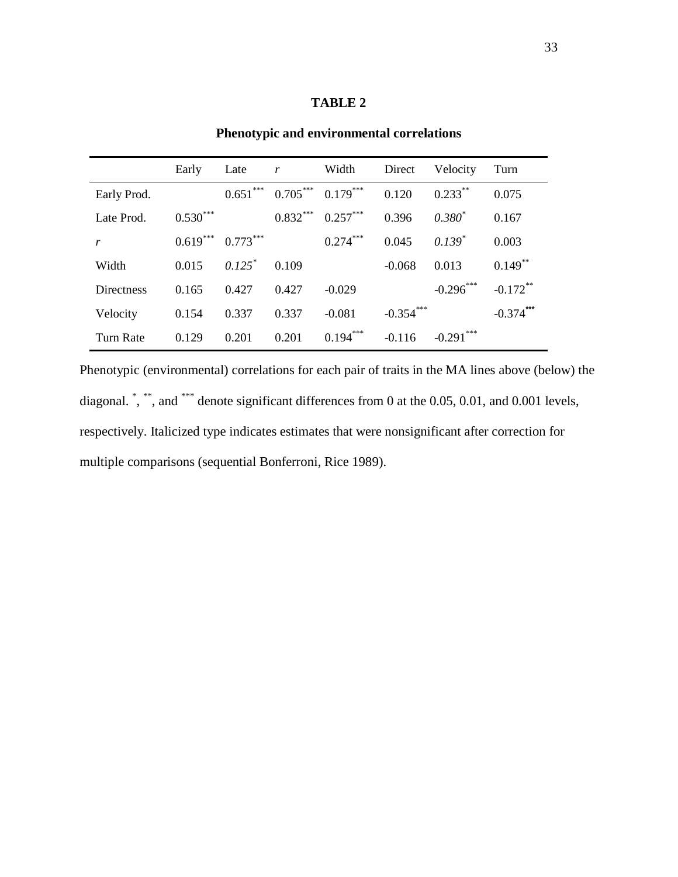# TABLE 2

## Phenotypic and environmental correlations

| | Early | Late | *r* | Width | Direct | Velocity | Turn |
|---|---|---|---|---|---|---|---|
| Early Prod. | | 0.651*** | 0.705*** | 0.179*** | 0.120 | 0.233** | 0.075 |
| Late Prod. | 0.530*** | | 0.832*** | 0.257*** | 0.396 | *0.380** | 0.167 |
| *r* | 0.619*** | 0.773*** | | 0.274*** | 0.045 | *0.139** | 0.003 |
| Width | 0.015 | *0.125** | 0.109 | | -0.068 | 0.013 | 0.149** |
| Directness | 0.165 | 0.427 | 0.427 | -0.029 | | -0.296*** | -0.172** |
| Velocity | 0.154 | 0.337 | 0.337 | -0.081 | -0.354*** | | -0.374*** |
| Turn Rate | 0.129 | 0.201 | 0.201 | 0.194*** | -0.116 | -0.291*** | |

Phenotypic (environmental) correlations for each pair of traits in the MA lines above (below) the diagonal. *, **, and *** denote significant differences from 0 at the 0.05, 0.01, and 0.001 levels, respectively. Italicized type indicates estimates that were nonsignificant after correction for multiple comparisons (sequential Bonferroni, Rice 1989).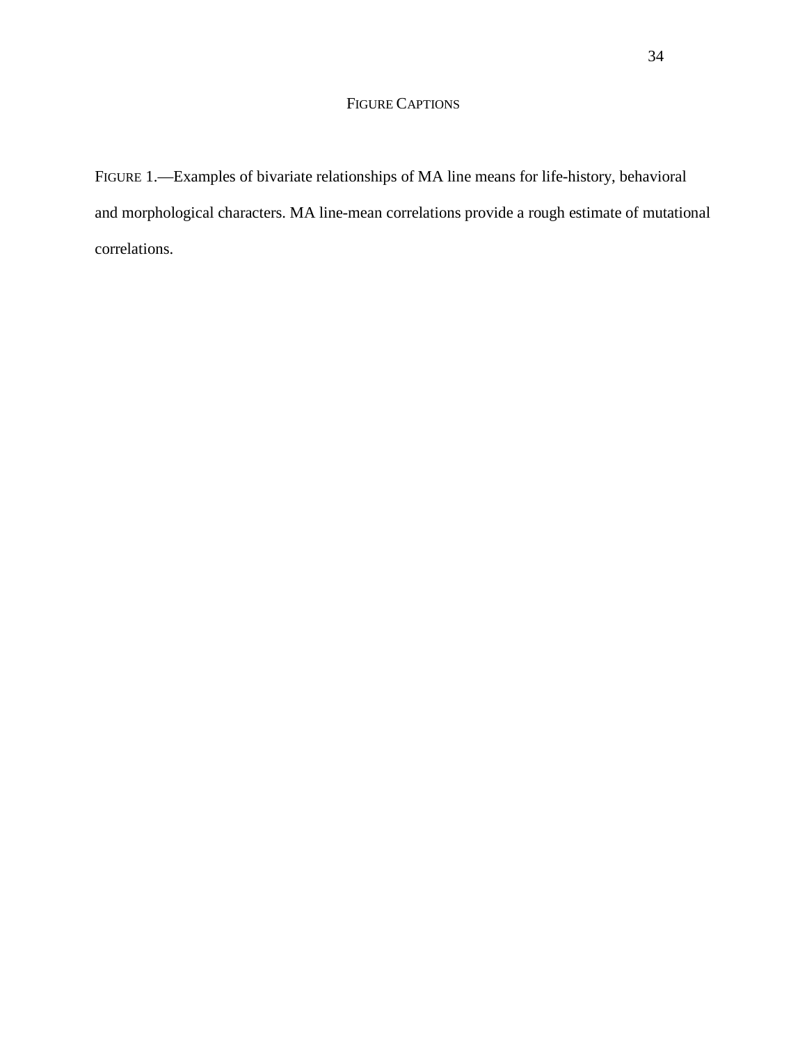# Figure Captions

FIGURE 1.—Examples of bivariate relationships of MA line means for life-history, behavioral and morphological characters. MA line-mean correlations provide a rough estimate of mutational correlations.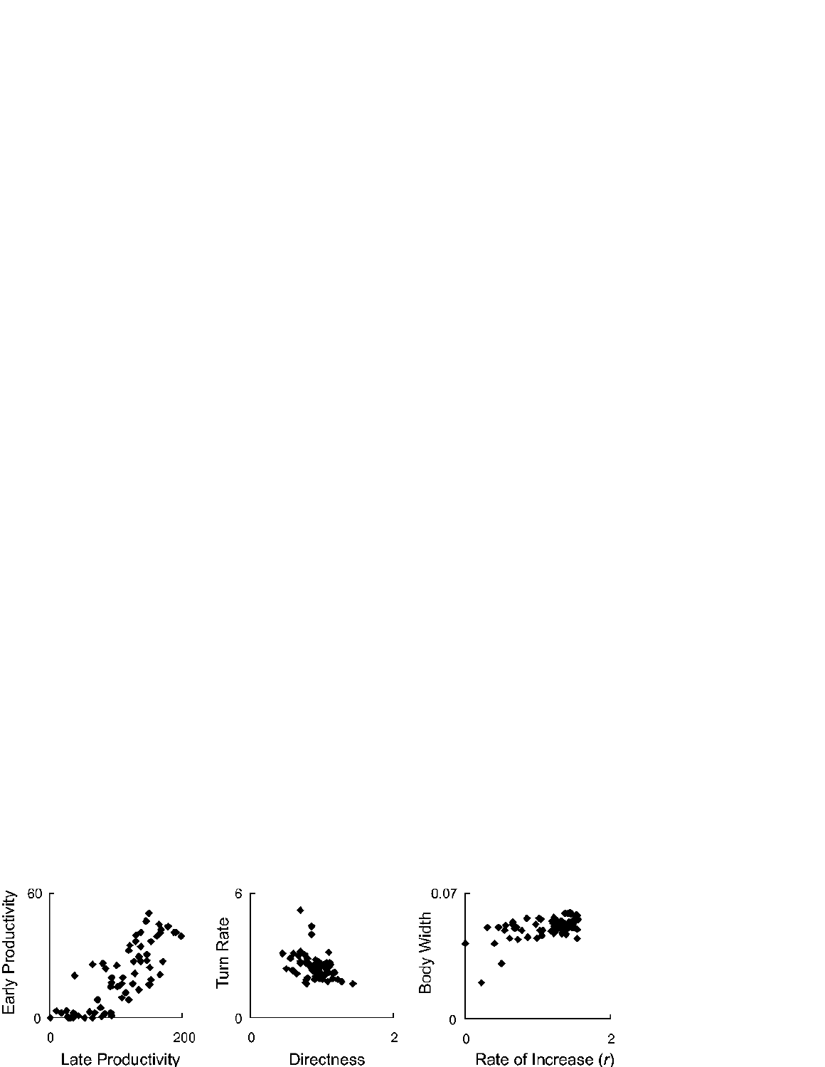Early Productivity
60
0
0
200
Late Productivity

Turn Rate
6
0
0
2
Directness

Body Width
0.07
0
0
2
Rate of Increase ($r$)